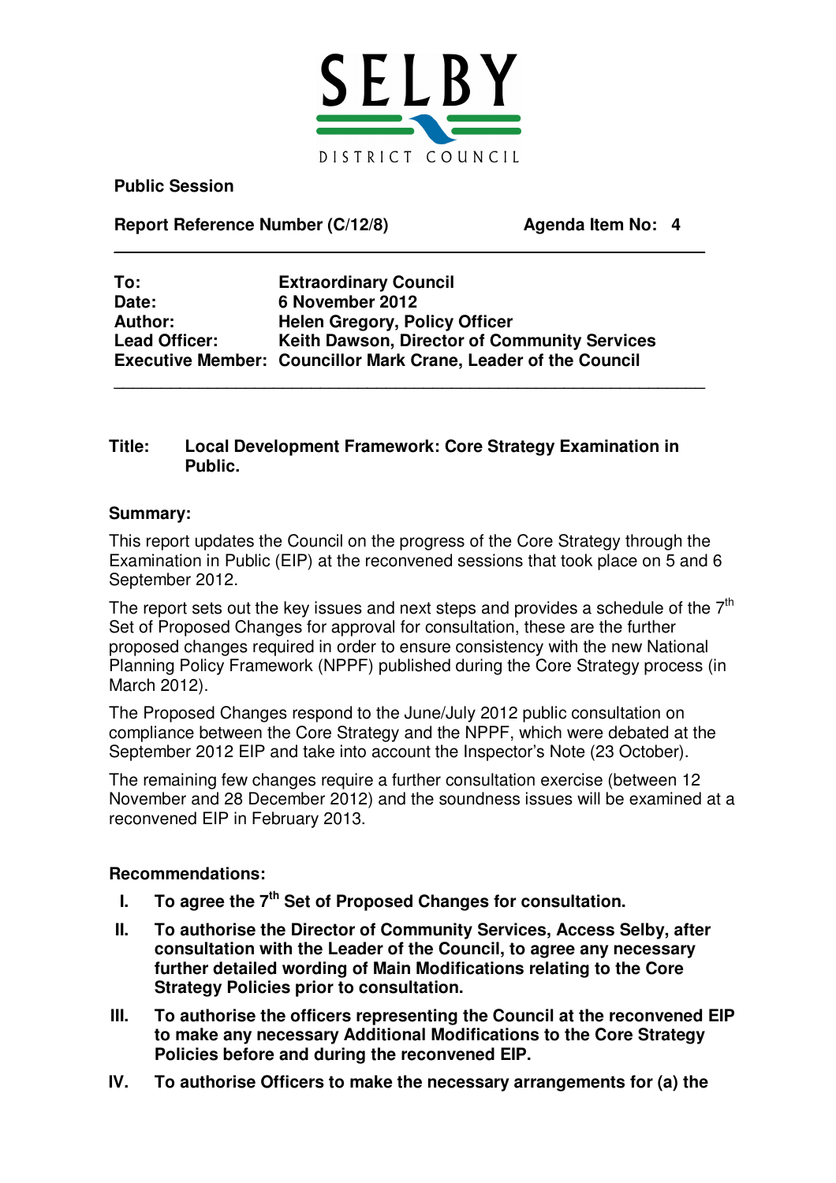SELBY DISTRICT COUNCIL

**Public Session**

**Report Reference Number (C/12/8)** **Agenda Item No: 4**

---

| | |
|---|---|
| **To:** | **Extraordinary Council** |
| **Date:** | **6 November 2012** |
| **Author:** | **Helen Gregory, Policy Officer** |
| **Lead Officer:** | **Keith Dawson, Director of Community Services** |
| **Executive Member:** | **Councillor Mark Crane, Leader of the Council** |

---

**Title: Local Development Framework: Core Strategy Examination in Public.**

**Summary:**

This report updates the Council on the progress of the Core Strategy through the Examination in Public (EIP) at the reconvened sessions that took place on 5 and 6 September 2012.

The report sets out the key issues and next steps and provides a schedule of the 7th Set of Proposed Changes for approval for consultation, these are the further proposed changes required in order to ensure consistency with the new National Planning Policy Framework (NPPF) published during the Core Strategy process (in March 2012).

The Proposed Changes respond to the June/July 2012 public consultation on compliance between the Core Strategy and the NPPF, which were debated at the September 2012 EIP and take into account the Inspector's Note (23 October).

The remaining few changes require a further consultation exercise (between 12 November and 28 December 2012) and the soundness issues will be examined at a reconvened EIP in February 2013.

**Recommendations:**

- **I. To agree the 7th Set of Proposed Changes for consultation.**
- **II. To authorise the Director of Community Services, Access Selby, after consultation with the Leader of the Council, to agree any necessary further detailed wording of Main Modifications relating to the Core Strategy Policies prior to consultation.**
- **III. To authorise the officers representing the Council at the reconvened EIP to make any necessary Additional Modifications to the Core Strategy Policies before and during the reconvened EIP.**
- **IV. To authorise Officers to make the necessary arrangements for (a) the**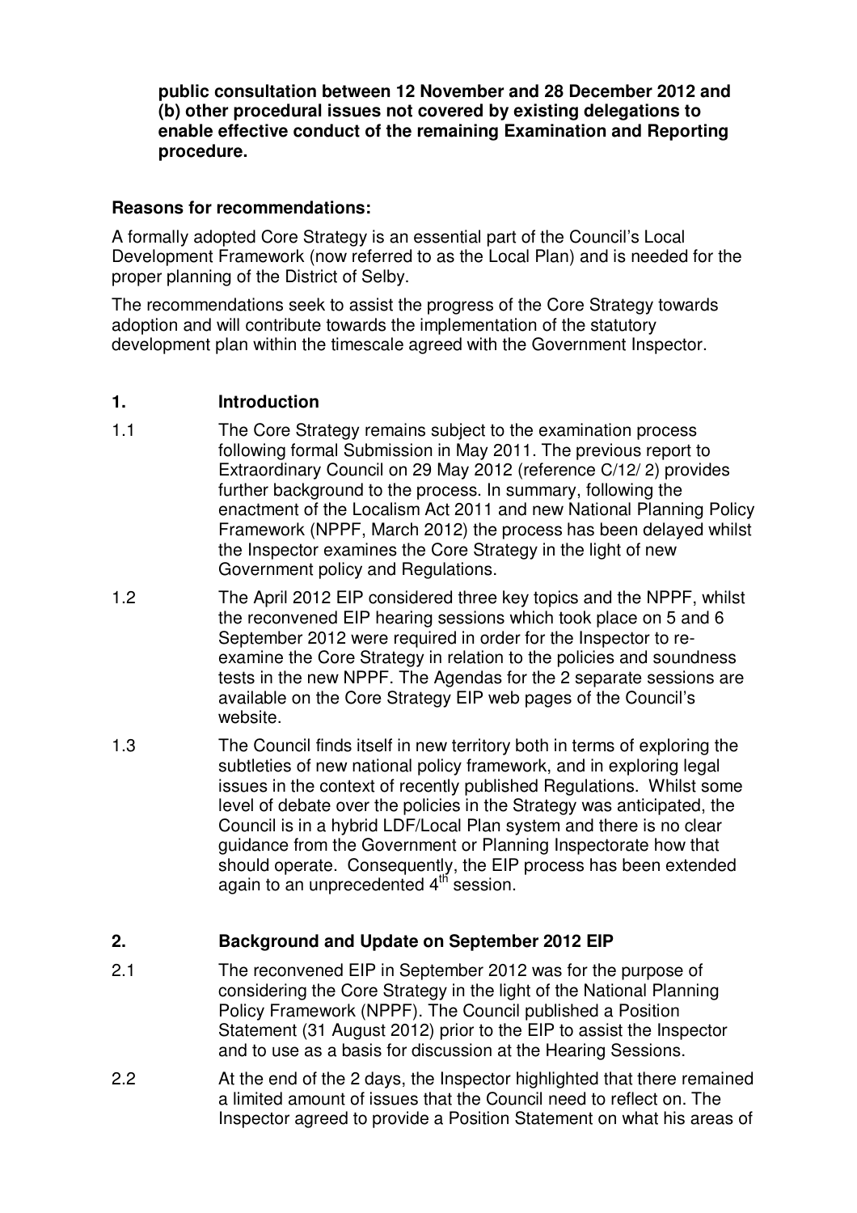**public consultation between 12 November and 28 December 2012 and (b) other procedural issues not covered by existing delegations to enable effective conduct of the remaining Examination and Reporting procedure.**

**Reasons for recommendations:**

A formally adopted Core Strategy is an essential part of the Council's Local Development Framework (now referred to as the Local Plan) and is needed for the proper planning of the District of Selby.

The recommendations seek to assist the progress of the Core Strategy towards adoption and will contribute towards the implementation of the statutory development plan within the timescale agreed with the Government Inspector.

## 1. Introduction

1.1 The Core Strategy remains subject to the examination process following formal Submission in May 2011. The previous report to Extraordinary Council on 29 May 2012 (reference C/12/ 2) provides further background to the process. In summary, following the enactment of the Localism Act 2011 and new National Planning Policy Framework (NPPF, March 2012) the process has been delayed whilst the Inspector examines the Core Strategy in the light of new Government policy and Regulations.

1.2 The April 2012 EIP considered three key topics and the NPPF, whilst the reconvened EIP hearing sessions which took place on 5 and 6 September 2012 were required in order for the Inspector to re-examine the Core Strategy in relation to the policies and soundness tests in the new NPPF. The Agendas for the 2 separate sessions are available on the Core Strategy EIP web pages of the Council's website.

1.3 The Council finds itself in new territory both in terms of exploring the subtleties of new national policy framework, and in exploring legal issues in the context of recently published Regulations. Whilst some level of debate over the policies in the Strategy was anticipated, the Council is in a hybrid LDF/Local Plan system and there is no clear guidance from the Government or Planning Inspectorate how that should operate. Consequently, the EIP process has been extended again to an unprecedented 4th session.

## 2. Background and Update on September 2012 EIP

2.1 The reconvened EIP in September 2012 was for the purpose of considering the Core Strategy in the light of the National Planning Policy Framework (NPPF). The Council published a Position Statement (31 August 2012) prior to the EIP to assist the Inspector and to use as a basis for discussion at the Hearing Sessions.

2.2 At the end of the 2 days, the Inspector highlighted that there remained a limited amount of issues that the Council need to reflect on. The Inspector agreed to provide a Position Statement on what his areas of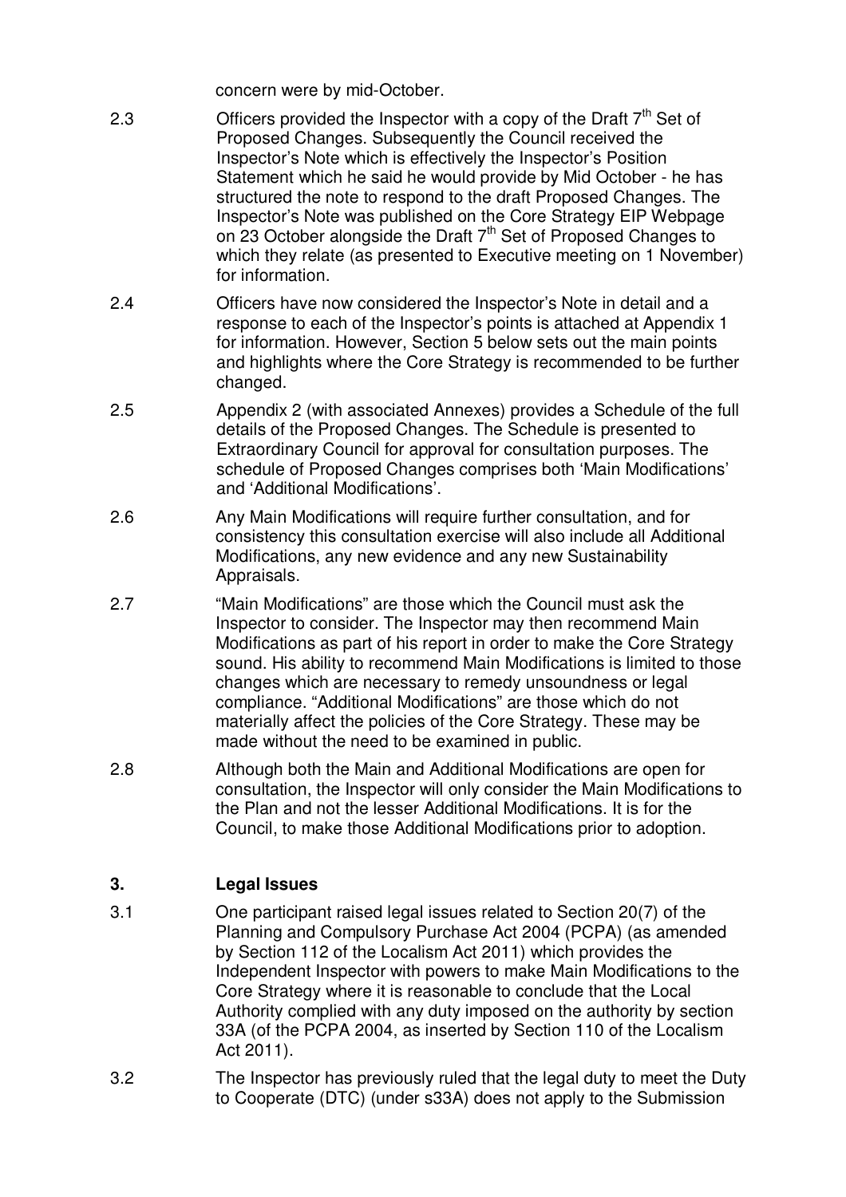concern were by mid-October.

2.3 Officers provided the Inspector with a copy of the Draft 7th Set of Proposed Changes. Subsequently the Council received the Inspector's Note which is effectively the Inspector's Position Statement which he said he would provide by Mid October - he has structured the note to respond to the draft Proposed Changes. The Inspector's Note was published on the Core Strategy EIP Webpage on 23 October alongside the Draft 7th Set of Proposed Changes to which they relate (as presented to Executive meeting on 1 November) for information.

2.4 Officers have now considered the Inspector's Note in detail and a response to each of the Inspector's points is attached at Appendix 1 for information. However, Section 5 below sets out the main points and highlights where the Core Strategy is recommended to be further changed.

2.5 Appendix 2 (with associated Annexes) provides a Schedule of the full details of the Proposed Changes. The Schedule is presented to Extraordinary Council for approval for consultation purposes. The schedule of Proposed Changes comprises both 'Main Modifications' and 'Additional Modifications'.

2.6 Any Main Modifications will require further consultation, and for consistency this consultation exercise will also include all Additional Modifications, any new evidence and any new Sustainability Appraisals.

2.7 "Main Modifications" are those which the Council must ask the Inspector to consider. The Inspector may then recommend Main Modifications as part of his report in order to make the Core Strategy sound. His ability to recommend Main Modifications is limited to those changes which are necessary to remedy unsoundness or legal compliance. "Additional Modifications" are those which do not materially affect the policies of the Core Strategy. These may be made without the need to be examined in public.

2.8 Although both the Main and Additional Modifications are open for consultation, the Inspector will only consider the Main Modifications to the Plan and not the lesser Additional Modifications. It is for the Council, to make those Additional Modifications prior to adoption.

## 3. Legal Issues

3.1 One participant raised legal issues related to Section 20(7) of the Planning and Compulsory Purchase Act 2004 (PCPA) (as amended by Section 112 of the Localism Act 2011) which provides the Independent Inspector with powers to make Main Modifications to the Core Strategy where it is reasonable to conclude that the Local Authority complied with any duty imposed on the authority by section 33A (of the PCPA 2004, as inserted by Section 110 of the Localism Act 2011).

3.2 The Inspector has previously ruled that the legal duty to meet the Duty to Cooperate (DTC) (under s33A) does not apply to the Submission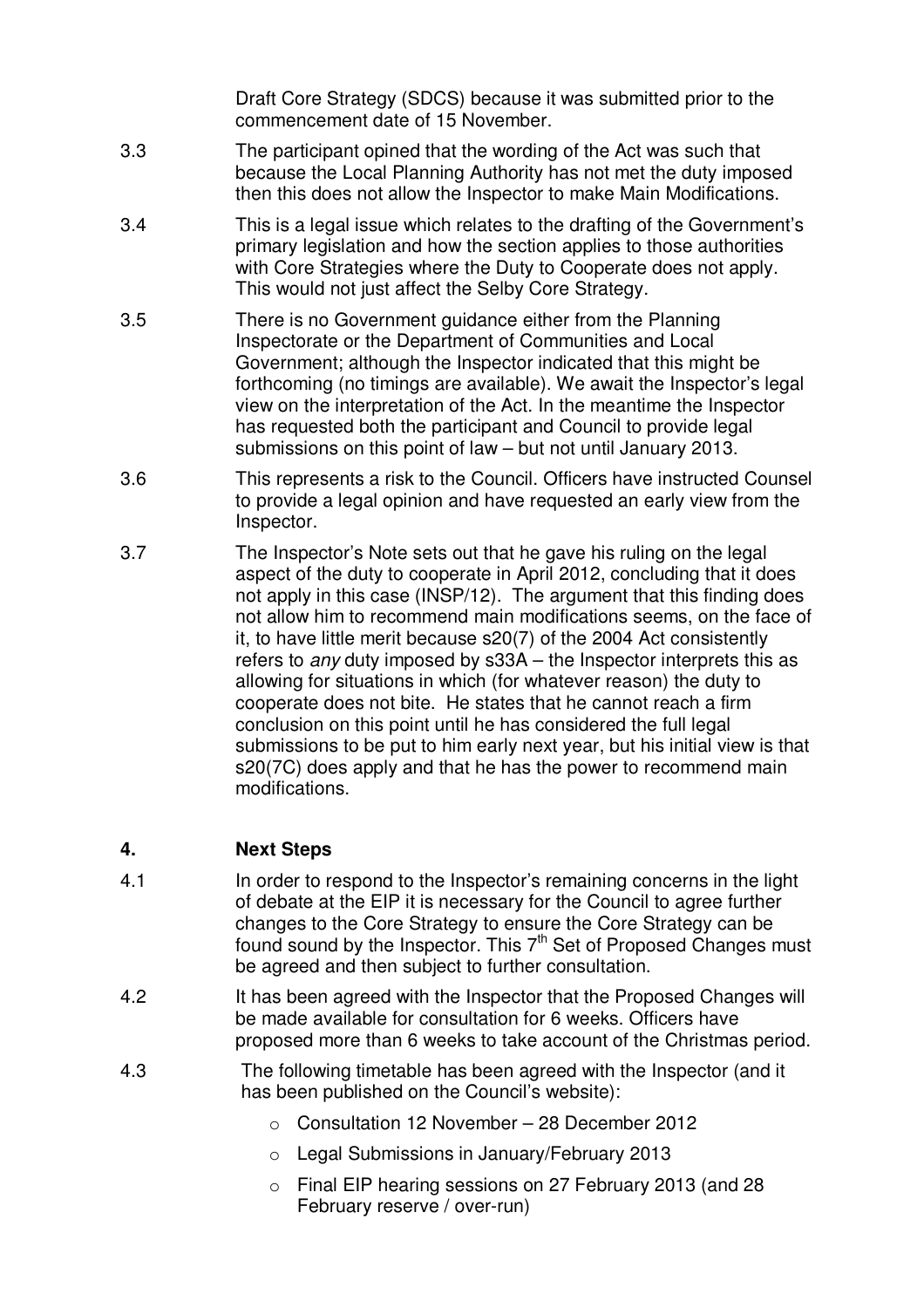Draft Core Strategy (SDCS) because it was submitted prior to the commencement date of 15 November.

3.3 The participant opined that the wording of the Act was such that because the Local Planning Authority has not met the duty imposed then this does not allow the Inspector to make Main Modifications.

3.4 This is a legal issue which relates to the drafting of the Government's primary legislation and how the section applies to those authorities with Core Strategies where the Duty to Cooperate does not apply. This would not just affect the Selby Core Strategy.

3.5 There is no Government guidance either from the Planning Inspectorate or the Department of Communities and Local Government; although the Inspector indicated that this might be forthcoming (no timings are available). We await the Inspector's legal view on the interpretation of the Act. In the meantime the Inspector has requested both the participant and Council to provide legal submissions on this point of law – but not until January 2013.

3.6 This represents a risk to the Council. Officers have instructed Counsel to provide a legal opinion and have requested an early view from the Inspector.

3.7 The Inspector's Note sets out that he gave his ruling on the legal aspect of the duty to cooperate in April 2012, concluding that it does not apply in this case (INSP/12). The argument that this finding does not allow him to recommend main modifications seems, on the face of it, to have little merit because s20(7) of the 2004 Act consistently refers to *any* duty imposed by s33A – the Inspector interprets this as allowing for situations in which (for whatever reason) the duty to cooperate does not bite. He states that he cannot reach a firm conclusion on this point until he has considered the full legal submissions to be put to him early next year, but his initial view is that s20(7C) does apply and that he has the power to recommend main modifications.

## 4. Next Steps

4.1 In order to respond to the Inspector's remaining concerns in the light of debate at the EIP it is necessary for the Council to agree further changes to the Core Strategy to ensure the Core Strategy can be found sound by the Inspector. This 7th Set of Proposed Changes must be agreed and then subject to further consultation.

4.2 It has been agreed with the Inspector that the Proposed Changes will be made available for consultation for 6 weeks. Officers have proposed more than 6 weeks to take account of the Christmas period.

4.3 The following timetable has been agreed with the Inspector (and it has been published on the Council's website):

- Consultation 12 November – 28 December 2012
- Legal Submissions in January/February 2013
- Final EIP hearing sessions on 27 February 2013 (and 28 February reserve / over-run)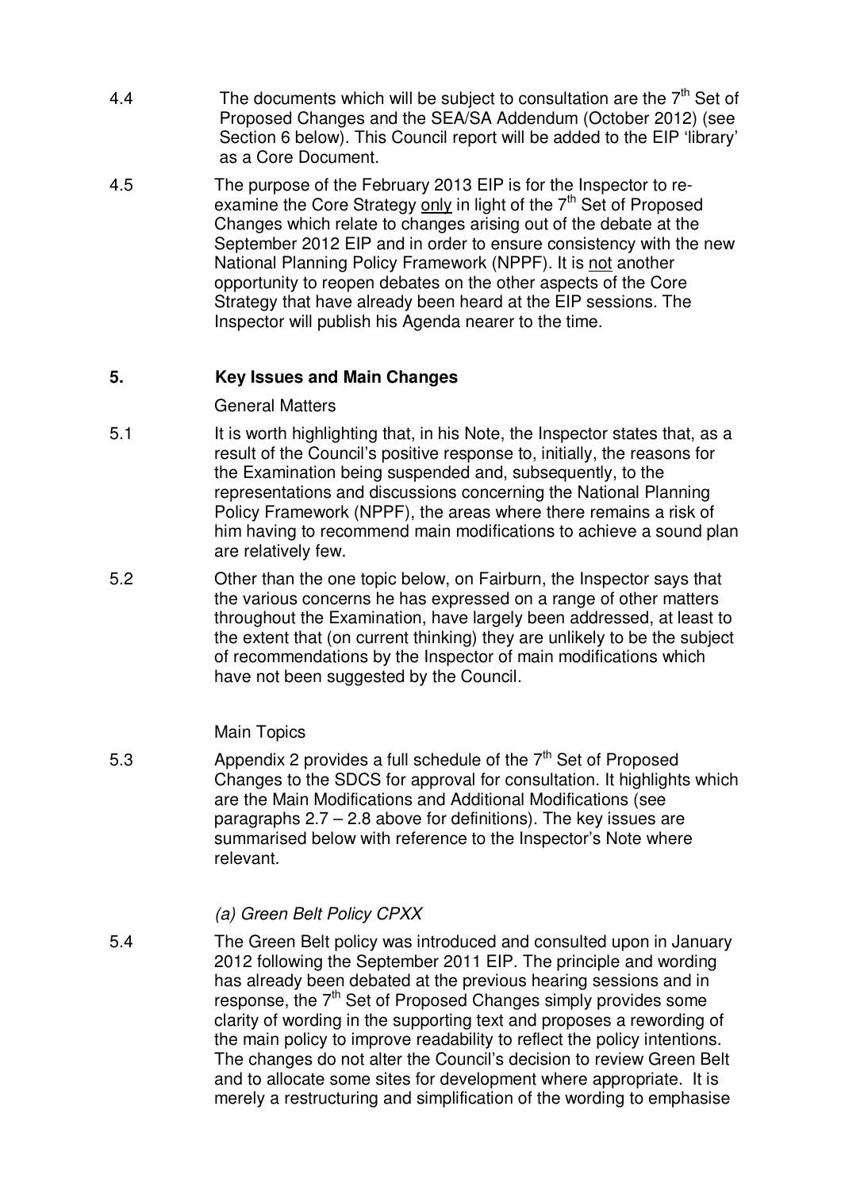4.4 The documents which will be subject to consultation are the 7th Set of Proposed Changes and the SEA/SA Addendum (October 2012) (see Section 6 below). This Council report will be added to the EIP 'library' as a Core Document.

4.5 The purpose of the February 2013 EIP is for the Inspector to re-examine the Core Strategy only in light of the 7th Set of Proposed Changes which relate to changes arising out of the debate at the September 2012 EIP and in order to ensure consistency with the new National Planning Policy Framework (NPPF). It is not another opportunity to reopen debates on the other aspects of the Core Strategy that have already been heard at the EIP sessions. The Inspector will publish his Agenda nearer to the time.

## 5. Key Issues and Main Changes

General Matters

5.1 It is worth highlighting that, in his Note, the Inspector states that, as a result of the Council's positive response to, initially, the reasons for the Examination being suspended and, subsequently, to the representations and discussions concerning the National Planning Policy Framework (NPPF), the areas where there remains a risk of him having to recommend main modifications to achieve a sound plan are relatively few.

5.2 Other than the one topic below, on Fairburn, the Inspector says that the various concerns he has expressed on a range of other matters throughout the Examination, have largely been addressed, at least to the extent that (on current thinking) they are unlikely to be the subject of recommendations by the Inspector of main modifications which have not been suggested by the Council.

Main Topics

5.3 Appendix 2 provides a full schedule of the 7th Set of Proposed Changes to the SDCS for approval for consultation. It highlights which are the Main Modifications and Additional Modifications (see paragraphs 2.7 – 2.8 above for definitions). The key issues are summarised below with reference to the Inspector's Note where relevant.

*(a) Green Belt Policy CPXX*

5.4 The Green Belt policy was introduced and consulted upon in January 2012 following the September 2011 EIP. The principle and wording has already been debated at the previous hearing sessions and in response, the 7th Set of Proposed Changes simply provides some clarity of wording in the supporting text and proposes a rewording of the main policy to improve readability to reflect the policy intentions. The changes do not alter the Council's decision to review Green Belt and to allocate some sites for development where appropriate. It is merely a restructuring and simplification of the wording to emphasise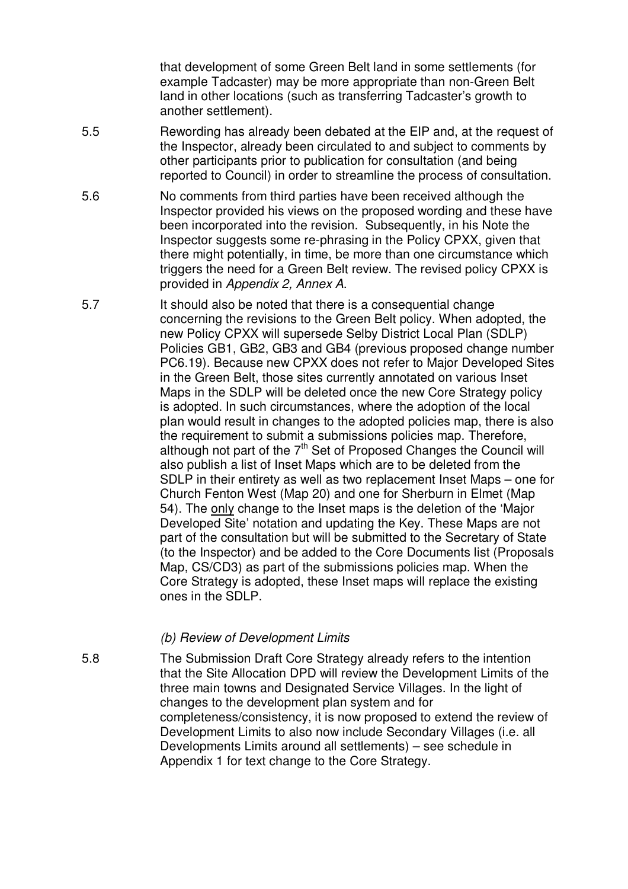that development of some Green Belt land in some settlements (for example Tadcaster) may be more appropriate than non-Green Belt land in other locations (such as transferring Tadcaster's growth to another settlement).

5.5 Rewording has already been debated at the EIP and, at the request of the Inspector, already been circulated to and subject to comments by other participants prior to publication for consultation (and being reported to Council) in order to streamline the process of consultation.

5.6 No comments from third parties have been received although the Inspector provided his views on the proposed wording and these have been incorporated into the revision. Subsequently, in his Note the Inspector suggests some re-phrasing in the Policy CPXX, given that there might potentially, in time, be more than one circumstance which triggers the need for a Green Belt review. The revised policy CPXX is provided in *Appendix 2, Annex A*.

5.7 It should also be noted that there is a consequential change concerning the revisions to the Green Belt policy. When adopted, the new Policy CPXX will supersede Selby District Local Plan (SDLP) Policies GB1, GB2, GB3 and GB4 (previous proposed change number PC6.19). Because new CPXX does not refer to Major Developed Sites in the Green Belt, those sites currently annotated on various Inset Maps in the SDLP will be deleted once the new Core Strategy policy is adopted. In such circumstances, where the adoption of the local plan would result in changes to the adopted policies map, there is also the requirement to submit a submissions policies map. Therefore, although not part of the 7th Set of Proposed Changes the Council will also publish a list of Inset Maps which are to be deleted from the SDLP in their entirety as well as two replacement Inset Maps – one for Church Fenton West (Map 20) and one for Sherburn in Elmet (Map 54). The <u>only</u> change to the Inset maps is the deletion of the 'Major Developed Site' notation and updating the Key. These Maps are not part of the consultation but will be submitted to the Secretary of State (to the Inspector) and be added to the Core Documents list (Proposals Map, CS/CD3) as part of the submissions policies map. When the Core Strategy is adopted, these Inset maps will replace the existing ones in the SDLP.

*(b) Review of Development Limits*

5.8 The Submission Draft Core Strategy already refers to the intention that the Site Allocation DPD will review the Development Limits of the three main towns and Designated Service Villages. In the light of changes to the development plan system and for completeness/consistency, it is now proposed to extend the review of Development Limits to also now include Secondary Villages (i.e. all Developments Limits around all settlements) – see schedule in Appendix 1 for text change to the Core Strategy.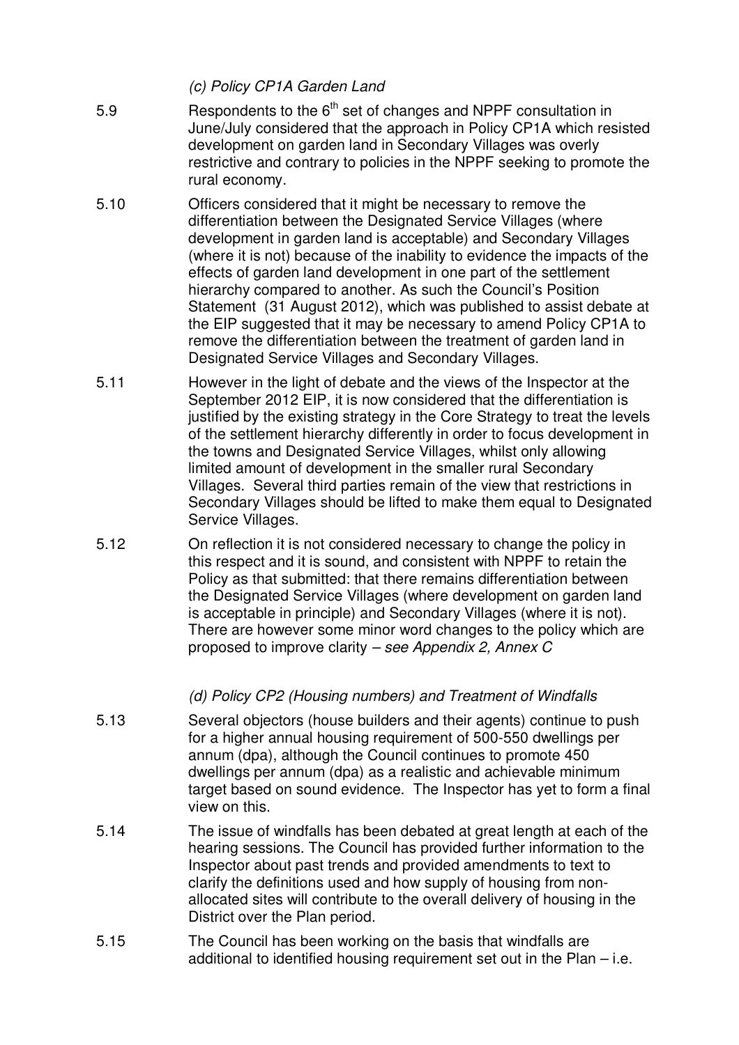*(c) Policy CP1A Garden Land*

5.9 Respondents to the 6th set of changes and NPPF consultation in June/July considered that the approach in Policy CP1A which resisted development on garden land in Secondary Villages was overly restrictive and contrary to policies in the NPPF seeking to promote the rural economy.

5.10 Officers considered that it might be necessary to remove the differentiation between the Designated Service Villages (where development in garden land is acceptable) and Secondary Villages (where it is not) because of the inability to evidence the impacts of the effects of garden land development in one part of the settlement hierarchy compared to another. As such the Council's Position Statement (31 August 2012), which was published to assist debate at the EIP suggested that it may be necessary to amend Policy CP1A to remove the differentiation between the treatment of garden land in Designated Service Villages and Secondary Villages.

5.11 However in the light of debate and the views of the Inspector at the September 2012 EIP, it is now considered that the differentiation is justified by the existing strategy in the Core Strategy to treat the levels of the settlement hierarchy differently in order to focus development in the towns and Designated Service Villages, whilst only allowing limited amount of development in the smaller rural Secondary Villages. Several third parties remain of the view that restrictions in Secondary Villages should be lifted to make them equal to Designated Service Villages.

5.12 On reflection it is not considered necessary to change the policy in this respect and it is sound, and consistent with NPPF to retain the Policy as that submitted: that there remains differentiation between the Designated Service Villages (where development on garden land is acceptable in principle) and Secondary Villages (where it is not). There are however some minor word changes to the policy which are proposed to improve clarity – *see Appendix 2, Annex C*

*(d) Policy CP2 (Housing numbers) and Treatment of Windfalls*

5.13 Several objectors (house builders and their agents) continue to push for a higher annual housing requirement of 500-550 dwellings per annum (dpa), although the Council continues to promote 450 dwellings per annum (dpa) as a realistic and achievable minimum target based on sound evidence. The Inspector has yet to form a final view on this.

5.14 The issue of windfalls has been debated at great length at each of the hearing sessions. The Council has provided further information to the Inspector about past trends and provided amendments to text to clarify the definitions used and how supply of housing from non-allocated sites will contribute to the overall delivery of housing in the District over the Plan period.

5.15 The Council has been working on the basis that windfalls are additional to identified housing requirement set out in the Plan – i.e.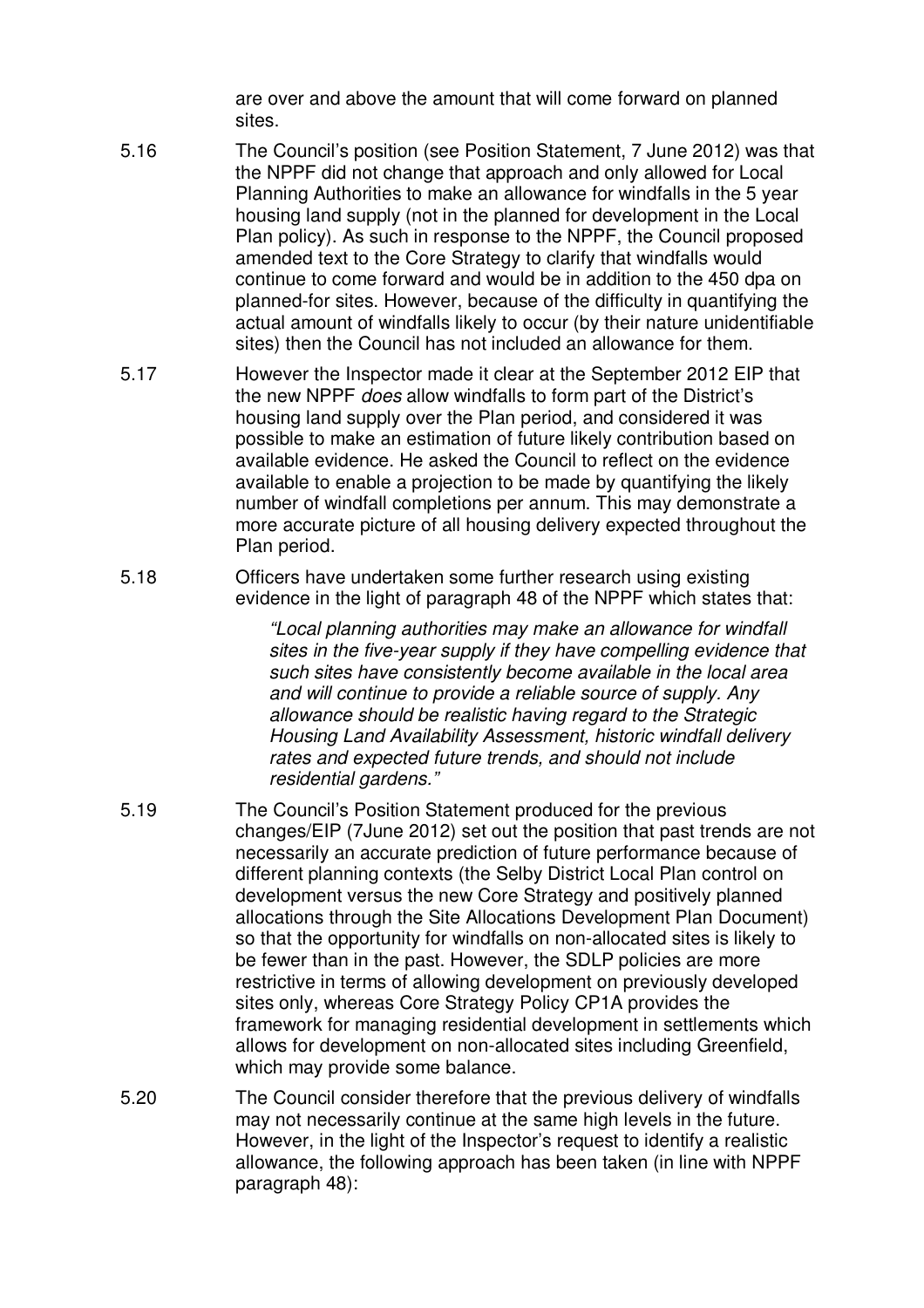are over and above the amount that will come forward on planned sites.

5.16 The Council's position (see Position Statement, 7 June 2012) was that the NPPF did not change that approach and only allowed for Local Planning Authorities to make an allowance for windfalls in the 5 year housing land supply (not in the planned for development in the Local Plan policy). As such in response to the NPPF, the Council proposed amended text to the Core Strategy to clarify that windfalls would continue to come forward and would be in addition to the 450 dpa on planned-for sites. However, because of the difficulty in quantifying the actual amount of windfalls likely to occur (by their nature unidentifiable sites) then the Council has not included an allowance for them.

5.17 However the Inspector made it clear at the September 2012 EIP that the new NPPF *does* allow windfalls to form part of the District's housing land supply over the Plan period, and considered it was possible to make an estimation of future likely contribution based on available evidence. He asked the Council to reflect on the evidence available to enable a projection to be made by quantifying the likely number of windfall completions per annum. This may demonstrate a more accurate picture of all housing delivery expected throughout the Plan period.

5.18 Officers have undertaken some further research using existing evidence in the light of paragraph 48 of the NPPF which states that:

> *"Local planning authorities may make an allowance for windfall sites in the five-year supply if they have compelling evidence that such sites have consistently become available in the local area and will continue to provide a reliable source of supply. Any allowance should be realistic having regard to the Strategic Housing Land Availability Assessment, historic windfall delivery rates and expected future trends, and should not include residential gardens."*

5.19 The Council's Position Statement produced for the previous changes/EIP (7June 2012) set out the position that past trends are not necessarily an accurate prediction of future performance because of different planning contexts (the Selby District Local Plan control on development versus the new Core Strategy and positively planned allocations through the Site Allocations Development Plan Document) so that the opportunity for windfalls on non-allocated sites is likely to be fewer than in the past. However, the SDLP policies are more restrictive in terms of allowing development on previously developed sites only, whereas Core Strategy Policy CP1A provides the framework for managing residential development in settlements which allows for development on non-allocated sites including Greenfield, which may provide some balance.

5.20 The Council consider therefore that the previous delivery of windfalls may not necessarily continue at the same high levels in the future. However, in the light of the Inspector's request to identify a realistic allowance, the following approach has been taken (in line with NPPF paragraph 48):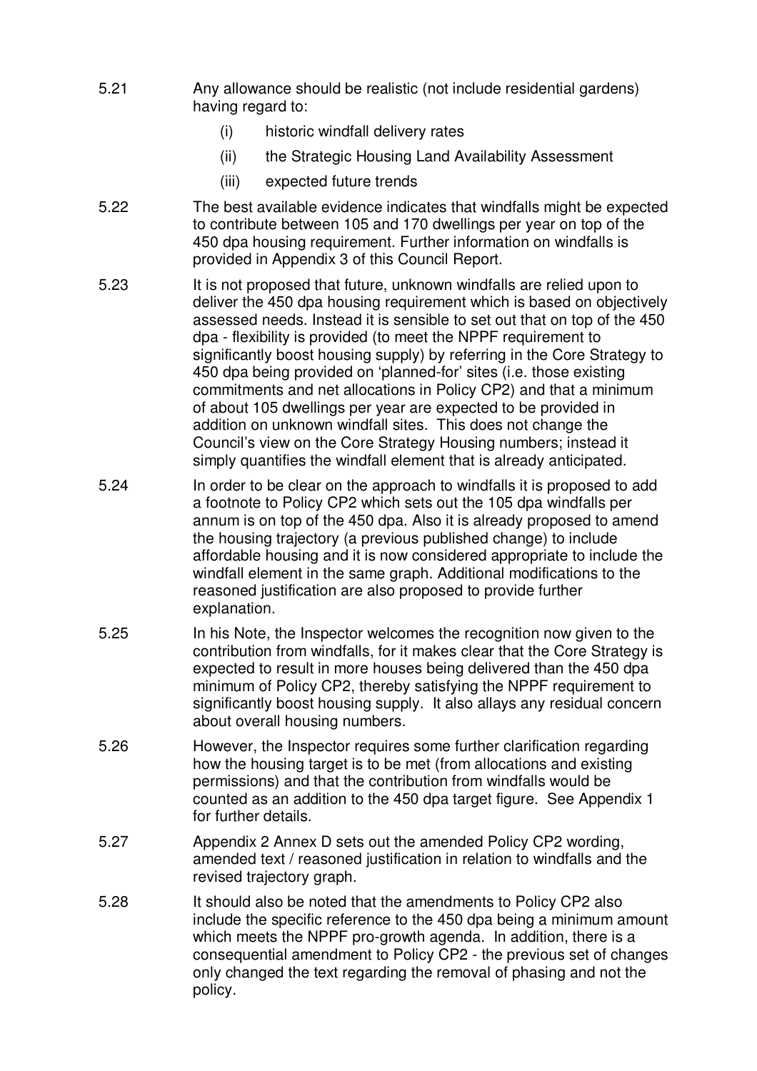5.21 Any allowance should be realistic (not include residential gardens) having regard to:

- (i) historic windfall delivery rates
- (ii) the Strategic Housing Land Availability Assessment
- (iii) expected future trends

5.22 The best available evidence indicates that windfalls might be expected to contribute between 105 and 170 dwellings per year on top of the 450 dpa housing requirement. Further information on windfalls is provided in Appendix 3 of this Council Report.

5.23 It is not proposed that future, unknown windfalls are relied upon to deliver the 450 dpa housing requirement which is based on objectively assessed needs. Instead it is sensible to set out that on top of the 450 dpa - flexibility is provided (to meet the NPPF requirement to significantly boost housing supply) by referring in the Core Strategy to 450 dpa being provided on 'planned-for' sites (i.e. those existing commitments and net allocations in Policy CP2) and that a minimum of about 105 dwellings per year are expected to be provided in addition on unknown windfall sites. This does not change the Council's view on the Core Strategy Housing numbers; instead it simply quantifies the windfall element that is already anticipated.

5.24 In order to be clear on the approach to windfalls it is proposed to add a footnote to Policy CP2 which sets out the 105 dpa windfalls per annum is on top of the 450 dpa. Also it is already proposed to amend the housing trajectory (a previous published change) to include affordable housing and it is now considered appropriate to include the windfall element in the same graph. Additional modifications to the reasoned justification are also proposed to provide further explanation.

5.25 In his Note, the Inspector welcomes the recognition now given to the contribution from windfalls, for it makes clear that the Core Strategy is expected to result in more houses being delivered than the 450 dpa minimum of Policy CP2, thereby satisfying the NPPF requirement to significantly boost housing supply. It also allays any residual concern about overall housing numbers.

5.26 However, the Inspector requires some further clarification regarding how the housing target is to be met (from allocations and existing permissions) and that the contribution from windfalls would be counted as an addition to the 450 dpa target figure. See Appendix 1 for further details.

5.27 Appendix 2 Annex D sets out the amended Policy CP2 wording, amended text / reasoned justification in relation to windfalls and the revised trajectory graph.

5.28 It should also be noted that the amendments to Policy CP2 also include the specific reference to the 450 dpa being a minimum amount which meets the NPPF pro-growth agenda. In addition, there is a consequential amendment to Policy CP2 - the previous set of changes only changed the text regarding the removal of phasing and not the policy.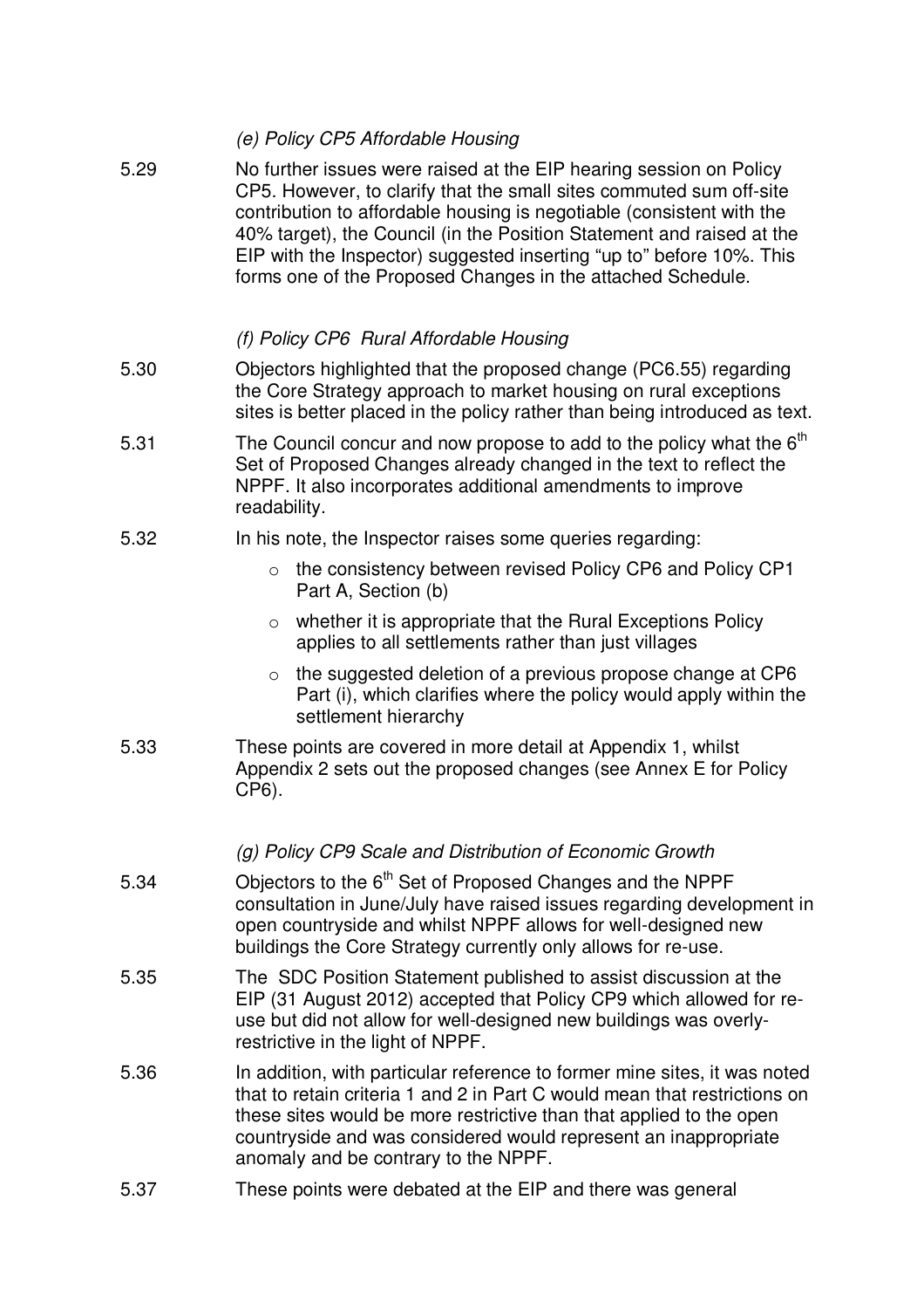*(e) Policy CP5 Affordable Housing*

5.29 No further issues were raised at the EIP hearing session on Policy CP5. However, to clarify that the small sites commuted sum off-site contribution to affordable housing is negotiable (consistent with the 40% target), the Council (in the Position Statement and raised at the EIP with the Inspector) suggested inserting "up to" before 10%. This forms one of the Proposed Changes in the attached Schedule.

*(f) Policy CP6 Rural Affordable Housing*

5.30 Objectors highlighted that the proposed change (PC6.55) regarding the Core Strategy approach to market housing on rural exceptions sites is better placed in the policy rather than being introduced as text.

5.31 The Council concur and now propose to add to the policy what the 6th Set of Proposed Changes already changed in the text to reflect the NPPF. It also incorporates additional amendments to improve readability.

5.32 In his note, the Inspector raises some queries regarding:

- the consistency between revised Policy CP6 and Policy CP1 Part A, Section (b)
- whether it is appropriate that the Rural Exceptions Policy applies to all settlements rather than just villages
- the suggested deletion of a previous propose change at CP6 Part (i), which clarifies where the policy would apply within the settlement hierarchy

5.33 These points are covered in more detail at Appendix 1, whilst Appendix 2 sets out the proposed changes (see Annex E for Policy CP6).

*(g) Policy CP9 Scale and Distribution of Economic Growth*

5.34 Objectors to the 6th Set of Proposed Changes and the NPPF consultation in June/July have raised issues regarding development in open countryside and whilst NPPF allows for well-designed new buildings the Core Strategy currently only allows for re-use.

5.35 The SDC Position Statement published to assist discussion at the EIP (31 August 2012) accepted that Policy CP9 which allowed for re-use but did not allow for well-designed new buildings was overly-restrictive in the light of NPPF.

5.36 In addition, with particular reference to former mine sites, it was noted that to retain criteria 1 and 2 in Part C would mean that restrictions on these sites would be more restrictive than that applied to the open countryside and was considered would represent an inappropriate anomaly and be contrary to the NPPF.

5.37 These points were debated at the EIP and there was general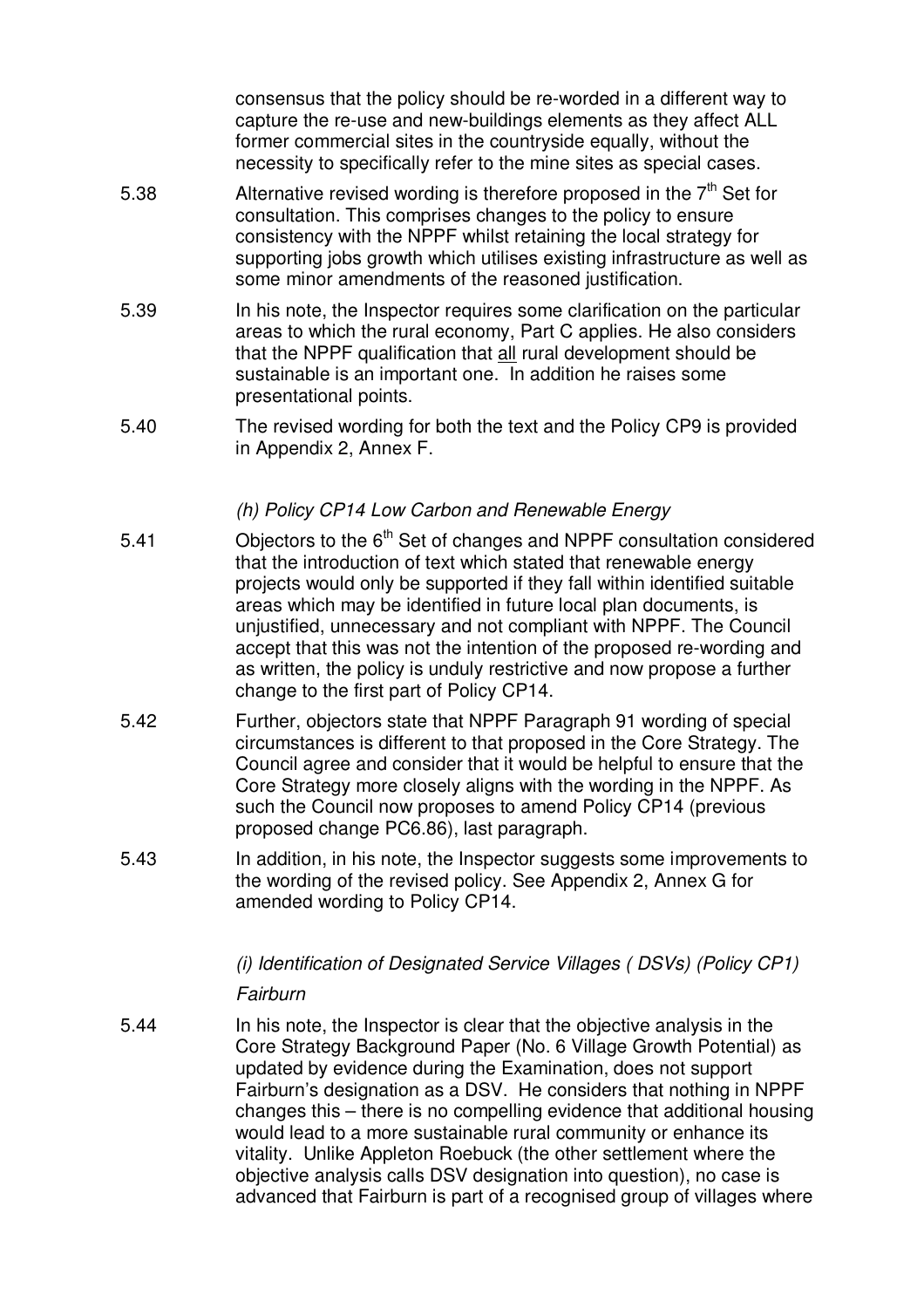consensus that the policy should be re-worded in a different way to capture the re-use and new-buildings elements as they affect ALL former commercial sites in the countryside equally, without the necessity to specifically refer to the mine sites as special cases.

5.38 Alternative revised wording is therefore proposed in the 7th Set for consultation. This comprises changes to the policy to ensure consistency with the NPPF whilst retaining the local strategy for supporting jobs growth which utilises existing infrastructure as well as some minor amendments of the reasoned justification.

5.39 In his note, the Inspector requires some clarification on the particular areas to which the rural economy, Part C applies. He also considers that the NPPF qualification that all rural development should be sustainable is an important one. In addition he raises some presentational points.

5.40 The revised wording for both the text and the Policy CP9 is provided in Appendix 2, Annex F.

*(h) Policy CP14 Low Carbon and Renewable Energy*

5.41 Objectors to the 6th Set of changes and NPPF consultation considered that the introduction of text which stated that renewable energy projects would only be supported if they fall within identified suitable areas which may be identified in future local plan documents, is unjustified, unnecessary and not compliant with NPPF. The Council accept that this was not the intention of the proposed re-wording and as written, the policy is unduly restrictive and now propose a further change to the first part of Policy CP14.

5.42 Further, objectors state that NPPF Paragraph 91 wording of special circumstances is different to that proposed in the Core Strategy. The Council agree and consider that it would be helpful to ensure that the Core Strategy more closely aligns with the wording in the NPPF. As such the Council now proposes to amend Policy CP14 (previous proposed change PC6.86), last paragraph.

5.43 In addition, in his note, the Inspector suggests some improvements to the wording of the revised policy. See Appendix 2, Annex G for amended wording to Policy CP14.

*(i) Identification of Designated Service Villages ( DSVs) (Policy CP1)*

*Fairburn*

5.44 In his note, the Inspector is clear that the objective analysis in the Core Strategy Background Paper (No. 6 Village Growth Potential) as updated by evidence during the Examination, does not support Fairburn's designation as a DSV. He considers that nothing in NPPF changes this – there is no compelling evidence that additional housing would lead to a more sustainable rural community or enhance its vitality. Unlike Appleton Roebuck (the other settlement where the objective analysis calls DSV designation into question), no case is advanced that Fairburn is part of a recognised group of villages where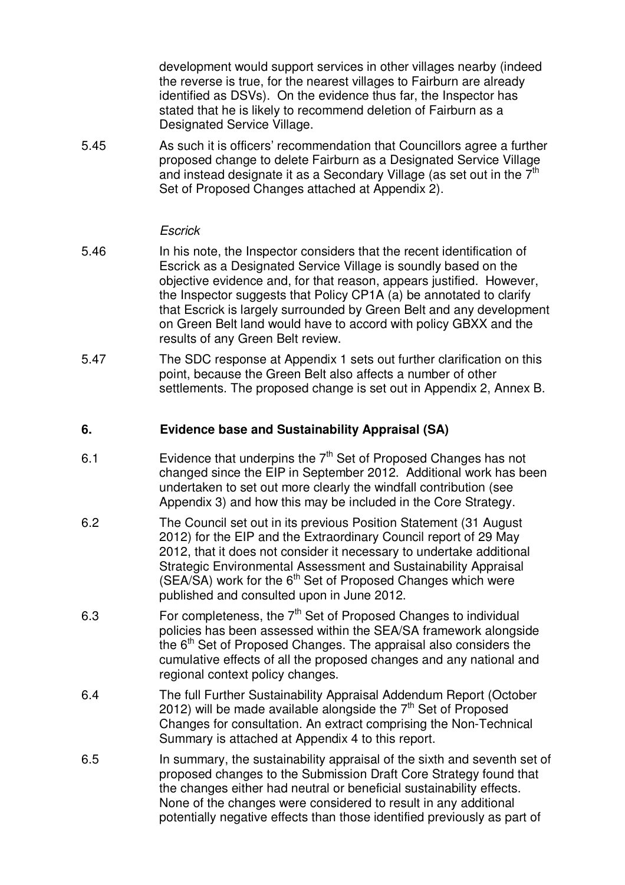development would support services in other villages nearby (indeed the reverse is true, for the nearest villages to Fairburn are already identified as DSVs). On the evidence thus far, the Inspector has stated that he is likely to recommend deletion of Fairburn as a Designated Service Village.

5.45 As such it is officers' recommendation that Councillors agree a further proposed change to delete Fairburn as a Designated Service Village and instead designate it as a Secondary Village (as set out in the 7th Set of Proposed Changes attached at Appendix 2).

*Escrick*

5.46 In his note, the Inspector considers that the recent identification of Escrick as a Designated Service Village is soundly based on the objective evidence and, for that reason, appears justified. However, the Inspector suggests that Policy CP1A (a) be annotated to clarify that Escrick is largely surrounded by Green Belt and any development on Green Belt land would have to accord with policy GBXX and the results of any Green Belt review.

5.47 The SDC response at Appendix 1 sets out further clarification on this point, because the Green Belt also affects a number of other settlements. The proposed change is set out in Appendix 2, Annex B.

## 6. Evidence base and Sustainability Appraisal (SA)

6.1 Evidence that underpins the 7th Set of Proposed Changes has not changed since the EIP in September 2012. Additional work has been undertaken to set out more clearly the windfall contribution (see Appendix 3) and how this may be included in the Core Strategy.

6.2 The Council set out in its previous Position Statement (31 August 2012) for the EIP and the Extraordinary Council report of 29 May 2012, that it does not consider it necessary to undertake additional Strategic Environmental Assessment and Sustainability Appraisal (SEA/SA) work for the 6th Set of Proposed Changes which were published and consulted upon in June 2012.

6.3 For completeness, the 7th Set of Proposed Changes to individual policies has been assessed within the SEA/SA framework alongside the 6th Set of Proposed Changes. The appraisal also considers the cumulative effects of all the proposed changes and any national and regional context policy changes.

6.4 The full Further Sustainability Appraisal Addendum Report (October 2012) will be made available alongside the 7th Set of Proposed Changes for consultation. An extract comprising the Non-Technical Summary is attached at Appendix 4 to this report.

6.5 In summary, the sustainability appraisal of the sixth and seventh set of proposed changes to the Submission Draft Core Strategy found that the changes either had neutral or beneficial sustainability effects. None of the changes were considered to result in any additional potentially negative effects than those identified previously as part of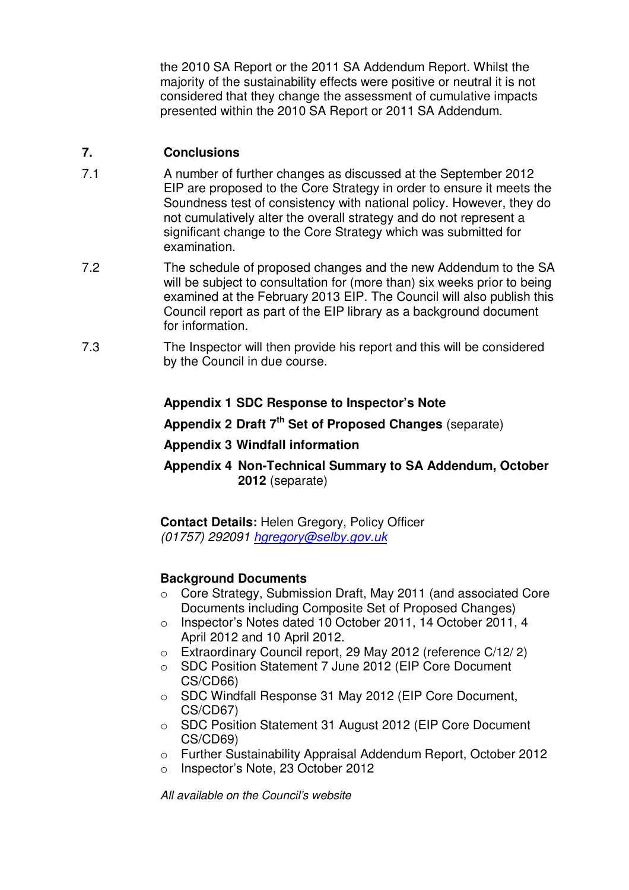the 2010 SA Report or the 2011 SA Addendum Report. Whilst the majority of the sustainability effects were positive or neutral it is not considered that they change the assessment of cumulative impacts presented within the 2010 SA Report or 2011 SA Addendum.

## 7. Conclusions

7.1 A number of further changes as discussed at the September 2012 EIP are proposed to the Core Strategy in order to ensure it meets the Soundness test of consistency with national policy. However, they do not cumulatively alter the overall strategy and do not represent a significant change to the Core Strategy which was submitted for examination.

7.2 The schedule of proposed changes and the new Addendum to the SA will be subject to consultation for (more than) six weeks prior to being examined at the February 2013 EIP. The Council will also publish this Council report as part of the EIP library as a background document for information.

7.3 The Inspector will then provide his report and this will be considered by the Council in due course.

**Appendix 1 SDC Response to Inspector's Note**

**Appendix 2 Draft 7th Set of Proposed Changes** (separate)

**Appendix 3 Windfall information**

**Appendix 4 Non-Technical Summary to SA Addendum, October 2012** (separate)

**Contact Details:** Helen Gregory, Policy Officer
*(01757) 292091 hgregory@selby.gov.uk*

**Background Documents**

- Core Strategy, Submission Draft, May 2011 (and associated Core Documents including Composite Set of Proposed Changes)
- Inspector's Notes dated 10 October 2011, 14 October 2011, 4 April 2012 and 10 April 2012.
- Extraordinary Council report, 29 May 2012 (reference C/12/ 2)
- SDC Position Statement 7 June 2012 (EIP Core Document CS/CD66)
- SDC Windfall Response 31 May 2012 (EIP Core Document, CS/CD67)
- SDC Position Statement 31 August 2012 (EIP Core Document CS/CD69)
- Further Sustainability Appraisal Addendum Report, October 2012
- Inspector's Note, 23 October 2012

*All available on the Council's website*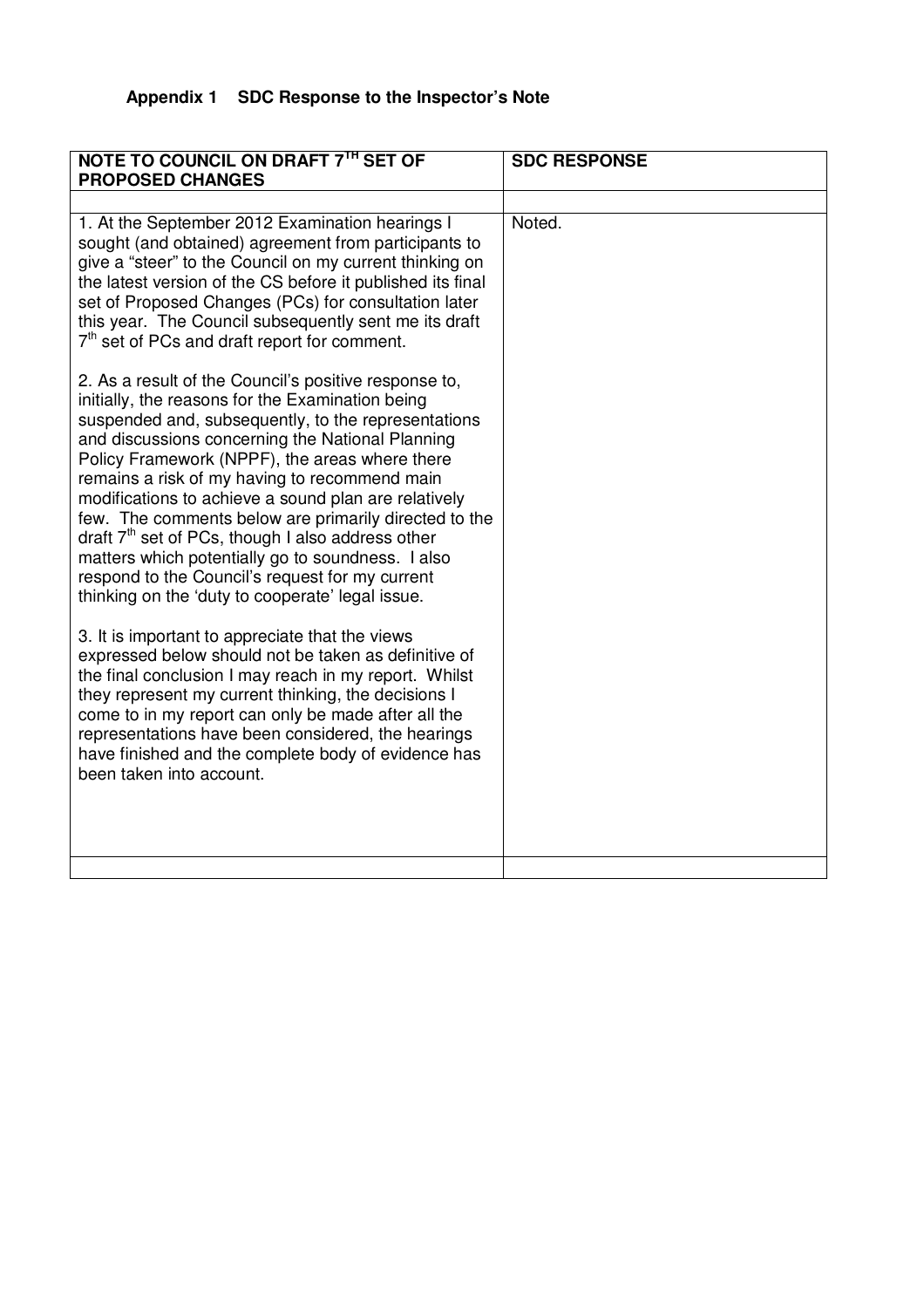### Appendix 1 SDC Response to the Inspector's Note

| NOTE TO COUNCIL ON DRAFT 7TH SET OF PROPOSED CHANGES | SDC RESPONSE |
| --- | --- |
| | |
| 1. At the September 2012 Examination hearings I sought (and obtained) agreement from participants to give a "steer" to the Council on my current thinking on the latest version of the CS before it published its final set of Proposed Changes (PCs) for consultation later this year. The Council subsequently sent me its draft 7th set of PCs and draft report for comment.<br><br>2. As a result of the Council's positive response to, initially, the reasons for the Examination being suspended and, subsequently, to the representations and discussions concerning the National Planning Policy Framework (NPPF), the areas where there remains a risk of my having to recommend main modifications to achieve a sound plan are relatively few. The comments below are primarily directed to the draft 7th set of PCs, though I also address other matters which potentially go to soundness. I also respond to the Council's request for my current thinking on the 'duty to cooperate' legal issue.<br><br>3. It is important to appreciate that the views expressed below should not be taken as definitive of the final conclusion I may reach in my report. Whilst they represent my current thinking, the decisions I come to in my report can only be made after all the representations have been considered, the hearings have finished and the complete body of evidence has been taken into account. | Noted. |
| | |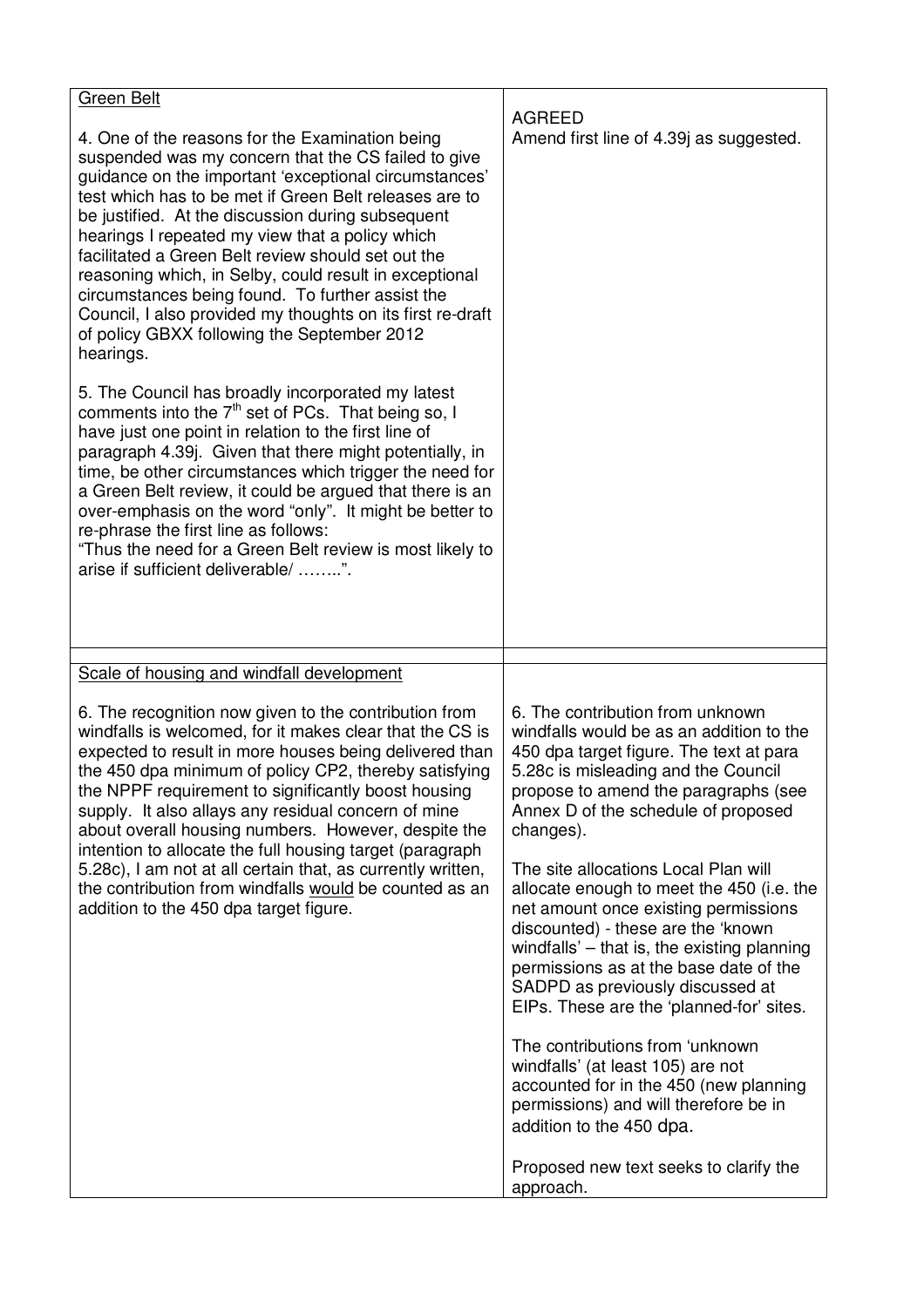| Green Belt<br><br>4. One of the reasons for the Examination being suspended was my concern that the CS failed to give guidance on the important 'exceptional circumstances' test which has to be met if Green Belt releases are to be justified. At the discussion during subsequent hearings I repeated my view that a policy which facilitated a Green Belt review should set out the reasoning which, in Selby, could result in exceptional circumstances being found. To further assist the Council, I also provided my thoughts on its first re-draft of policy GBXX following the September 2012 hearings.<br><br>5. The Council has broadly incorporated my latest comments into the 7th set of PCs. That being so, I have just one point in relation to the first line of paragraph 4.39j. Given that there might potentially, in time, be other circumstances which trigger the need for a Green Belt review, it could be argued that there is an over-emphasis on the word "only". It might be better to re-phrase the first line as follows:<br>"Thus the need for a Green Belt review is most likely to arise if sufficient deliverable/ ……..". | AGREED<br>Amend first line of 4.39j as suggested. |
|---|---|
| | |
| Scale of housing and windfall development<br><br>6. The recognition now given to the contribution from windfalls is welcomed, for it makes clear that the CS is expected to result in more houses being delivered than the 450 dpa minimum of policy CP2, thereby satisfying the NPPF requirement to significantly boost housing supply. It also allays any residual concern of mine about overall housing numbers. However, despite the intention to allocate the full housing target (paragraph 5.28c), I am not at all certain that, as currently written, the contribution from windfalls would be counted as an addition to the 450 dpa target figure. | 6. The contribution from unknown windfalls would be as an addition to the 450 dpa target figure. The text at para 5.28c is misleading and the Council propose to amend the paragraphs (see Annex D of the schedule of proposed changes).<br><br>The site allocations Local Plan will allocate enough to meet the 450 (i.e. the net amount once existing permissions discounted) - these are the 'known windfalls' – that is, the existing planning permissions as at the base date of the SADPD as previously discussed at EIPs. These are the 'planned-for' sites.<br><br>The contributions from 'unknown windfalls' (at least 105) are not accounted for in the 450 (new planning permissions) and will therefore be in addition to the 450 dpa.<br><br>Proposed new text seeks to clarify the approach. |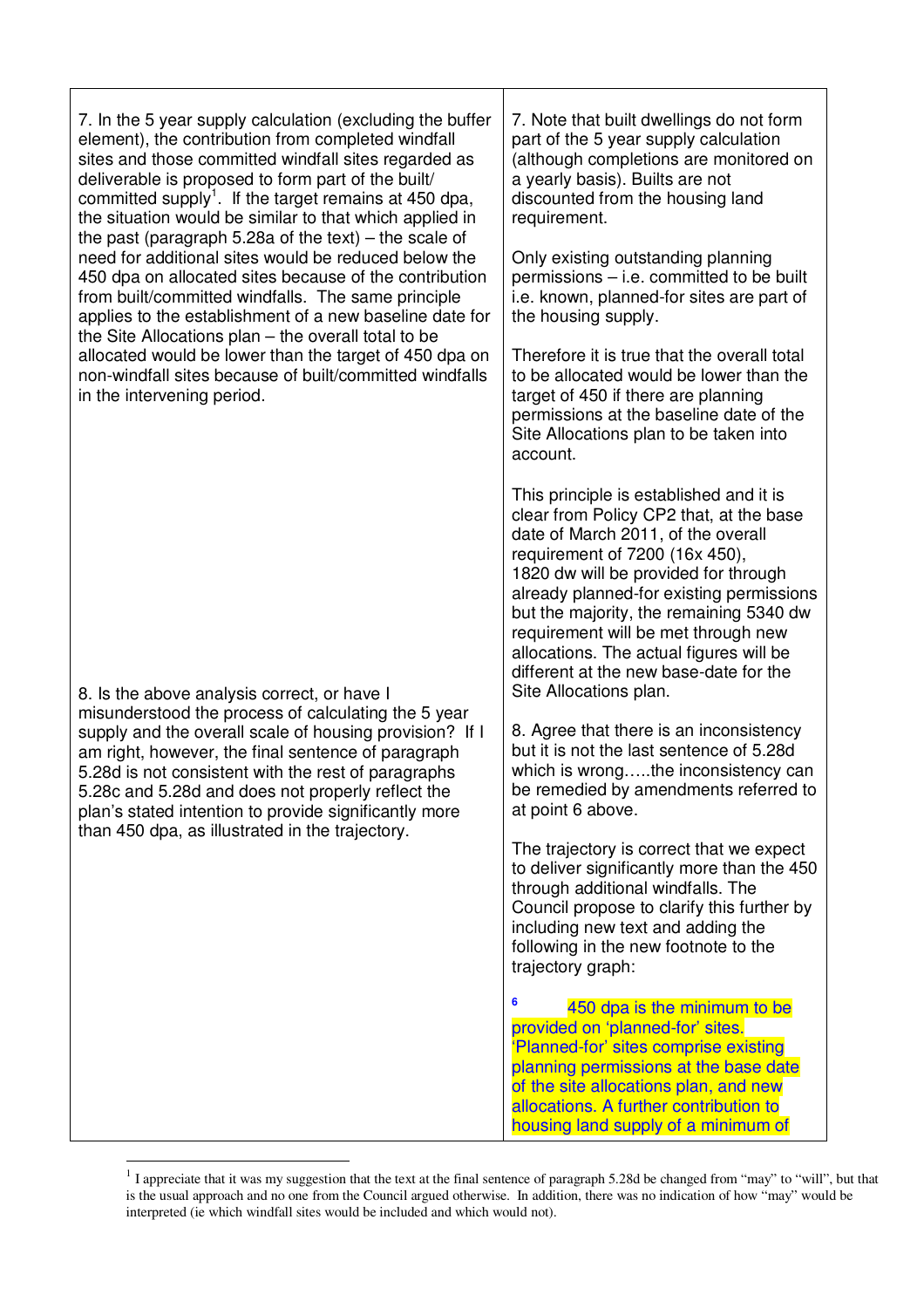| | |
|---|---|
| 7. In the 5 year supply calculation (excluding the buffer element), the contribution from completed windfall sites and those committed windfall sites regarded as deliverable is proposed to form part of the built/ committed supply[1]. If the target remains at 450 dpa, the situation would be similar to that which applied in the past (paragraph 5.28a of the text) – the scale of need for additional sites would be reduced below the 450 dpa on allocated sites because of the contribution from built/committed windfalls. The same principle applies to the establishment of a new baseline date for the Site Allocations plan – the overall total to be allocated would be lower than the target of 450 dpa on non-windfall sites because of built/committed windfalls in the intervening period. | 7. Note that built dwellings do not form part of the 5 year supply calculation (although completions are monitored on a yearly basis). Builts are not discounted from the housing land requirement.<br><br>Only existing outstanding planning permissions – i.e. committed to be built i.e. known, planned-for sites are part of the housing supply.<br><br>Therefore it is true that the overall total to be allocated would be lower than the target of 450 if there are planning permissions at the baseline date of the Site Allocations plan to be taken into account.<br><br>This principle is established and it is clear from Policy CP2 that, at the base date of March 2011, of the overall requirement of 7200 (16x 450), 1820 dw will be provided for through already planned-for existing permissions but the majority, the remaining 5340 dw requirement will be met through new allocations. The actual figures will be different at the new base-date for the Site Allocations plan. |
| 8. Is the above analysis correct, or have I misunderstood the process of calculating the 5 year supply and the overall scale of housing provision? If I am right, however, the final sentence of paragraph 5.28d is not consistent with the rest of paragraphs 5.28c and 5.28d and does not properly reflect the plan's stated intention to provide significantly more than 450 dpa, as illustrated in the trajectory. | 8. Agree that there is an inconsistency but it is not the last sentence of 5.28d which is wrong…..the inconsistency can be remedied by amendments referred to at point 6 above.<br><br>The trajectory is correct that we expect to deliver significantly more than the 450 through additional windfalls. The Council propose to clarify this further by including new text and adding the following in the new footnote to the trajectory graph:<br><br>[6] 450 dpa is the minimum to be provided on 'planned-for' sites. 'Planned-for' sites comprise existing planning permissions at the base date of the site allocations plan, and new allocations. A further contribution to housing land supply of a minimum of |

[1] I appreciate that it was my suggestion that the text at the final sentence of paragraph 5.28d be changed from "may" to "will", but that is the usual approach and no one from the Council argued otherwise. In addition, there was no indication of how "may" would be interpreted (ie which windfall sites would be included and which would not).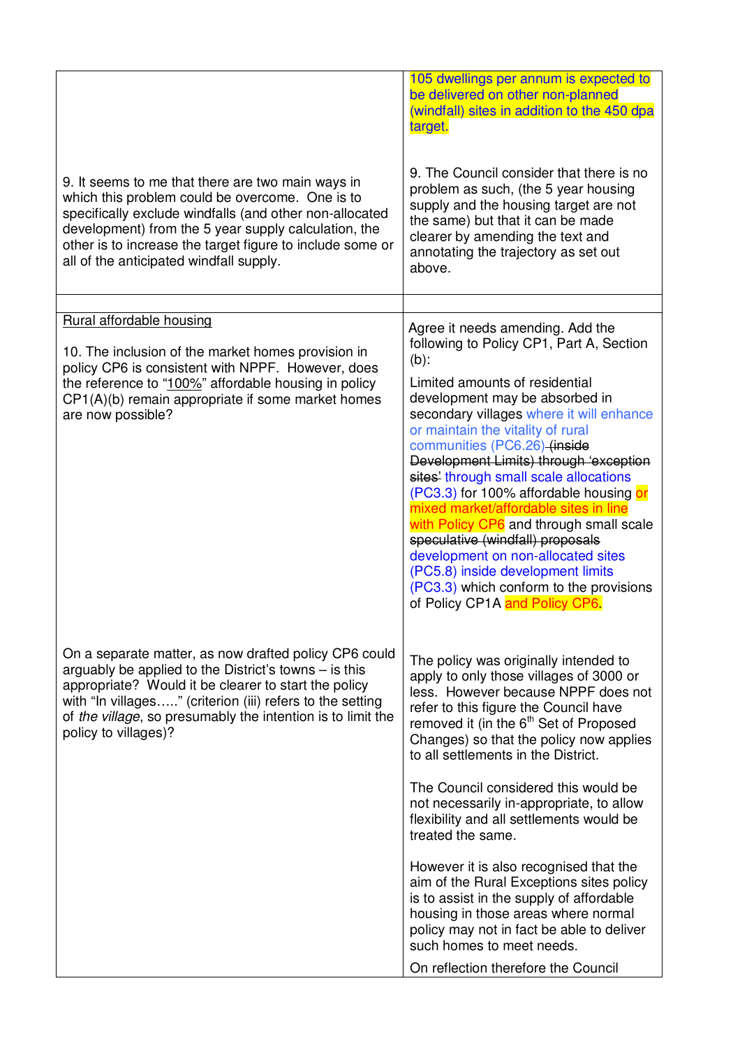| | |
|---|---|
| | 105 dwellings per annum is expected to be delivered on other non-planned (windfall) sites in addition to the 450 dpa target. |
| 9. It seems to me that there are two main ways in which this problem could be overcome. One is to specifically exclude windfalls (and other non-allocated development) from the 5 year supply calculation, the other is to increase the target figure to include some or all of the anticipated windfall supply. | 9. The Council consider that there is no problem as such, (the 5 year housing supply and the housing target are not the same) but that it can be made clearer by amending the text and annotating the trajectory as set out above. |
| | |
| Rural affordable housing<br><br>10. The inclusion of the market homes provision in policy CP6 is consistent with NPPF. However, does the reference to "100%" affordable housing in policy CP1(A)(b) remain appropriate if some market homes are now possible? | Agree it needs amending. Add the following to Policy CP1, Part A, Section (b):<br><br>Limited amounts of residential development may be absorbed in secondary villages where it will enhance or maintain the vitality of rural communities (PC6.26) ~~(inside Development Limits) through 'exception sites'~~ through small scale allocations (PC3.3) for 100% affordable housing or mixed market/affordable sites in line with Policy CP6 and through small scale ~~speculative (windfall) proposals~~ development on non-allocated sites (PC5.8) inside development limits (PC3.3) which conform to the provisions of Policy CP1A and Policy CP6. |
| On a separate matter, as now drafted policy CP6 could arguably be applied to the District's towns – is this appropriate? Would it be clearer to start the policy with "In villages….." (criterion (iii) refers to the setting of *the village*, so presumably the intention is to limit the policy to villages)? | The policy was originally intended to apply to only those villages of 3000 or less. However because NPPF does not refer to this figure the Council have removed it (in the 6th Set of Proposed Changes) so that the policy now applies to all settlements in the District.<br><br>The Council considered this would be not necessarily in-appropriate, to allow flexibility and all settlements would be treated the same.<br><br>However it is also recognised that the aim of the Rural Exceptions sites policy is to assist in the supply of affordable housing in those areas where normal policy may not in fact be able to deliver such homes to meet needs.<br><br>On reflection therefore the Council |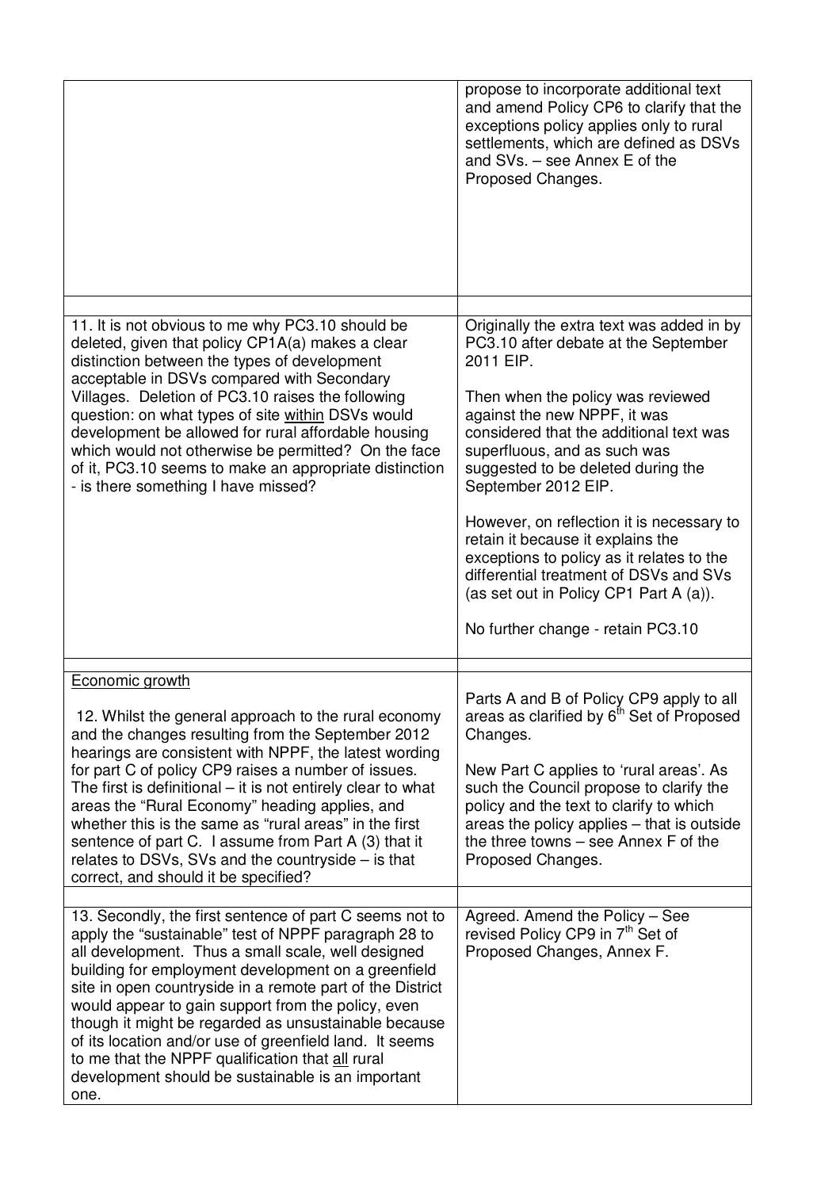| | |
|---|---|
| | propose to incorporate additional text and amend Policy CP6 to clarify that the exceptions policy applies only to rural settlements, which are defined as DSVs and SVs. – see Annex E of the Proposed Changes. |
| 11. It is not obvious to me why PC3.10 should be deleted, given that policy CP1A(a) makes a clear distinction between the types of development acceptable in DSVs compared with Secondary Villages. Deletion of PC3.10 raises the following question: on what types of site <u>within</u> DSVs would development be allowed for rural affordable housing which would not otherwise be permitted? On the face of it, PC3.10 seems to make an appropriate distinction - is there something I have missed? | Originally the extra text was added in by PC3.10 after debate at the September 2011 EIP.<br><br>Then when the policy was reviewed against the new NPPF, it was considered that the additional text was superfluous, and as such was suggested to be deleted during the September 2012 EIP.<br><br>However, on reflection it is necessary to retain it because it explains the exceptions to policy as it relates to the differential treatment of DSVs and SVs (as set out in Policy CP1 Part A (a)).<br><br>No further change - retain PC3.10 |
| <u>Economic growth</u><br><br>12. Whilst the general approach to the rural economy and the changes resulting from the September 2012 hearings are consistent with NPPF, the latest wording for part C of policy CP9 raises a number of issues. The first is definitional – it is not entirely clear to what areas the "Rural Economy" heading applies, and whether this is the same as "rural areas" in the first sentence of part C. I assume from Part A (3) that it relates to DSVs, SVs and the countryside – is that correct, and should it be specified? | Parts A and B of Policy CP9 apply to all areas as clarified by 6th Set of Proposed Changes.<br><br>New Part C applies to 'rural areas'. As such the Council propose to clarify the policy and the text to clarify to which areas the policy applies – that is outside the three towns – see Annex F of the Proposed Changes. |
| 13. Secondly, the first sentence of part C seems not to apply the "sustainable" test of NPPF paragraph 28 to all development. Thus a small scale, well designed building for employment development on a greenfield site in open countryside in a remote part of the District would appear to gain support from the policy, even though it might be regarded as unsustainable because of its location and/or use of greenfield land. It seems to me that the NPPF qualification that <u>all</u> rural development should be sustainable is an important one. | Agreed. Amend the Policy – See revised Policy CP9 in 7th Set of Proposed Changes, Annex F. |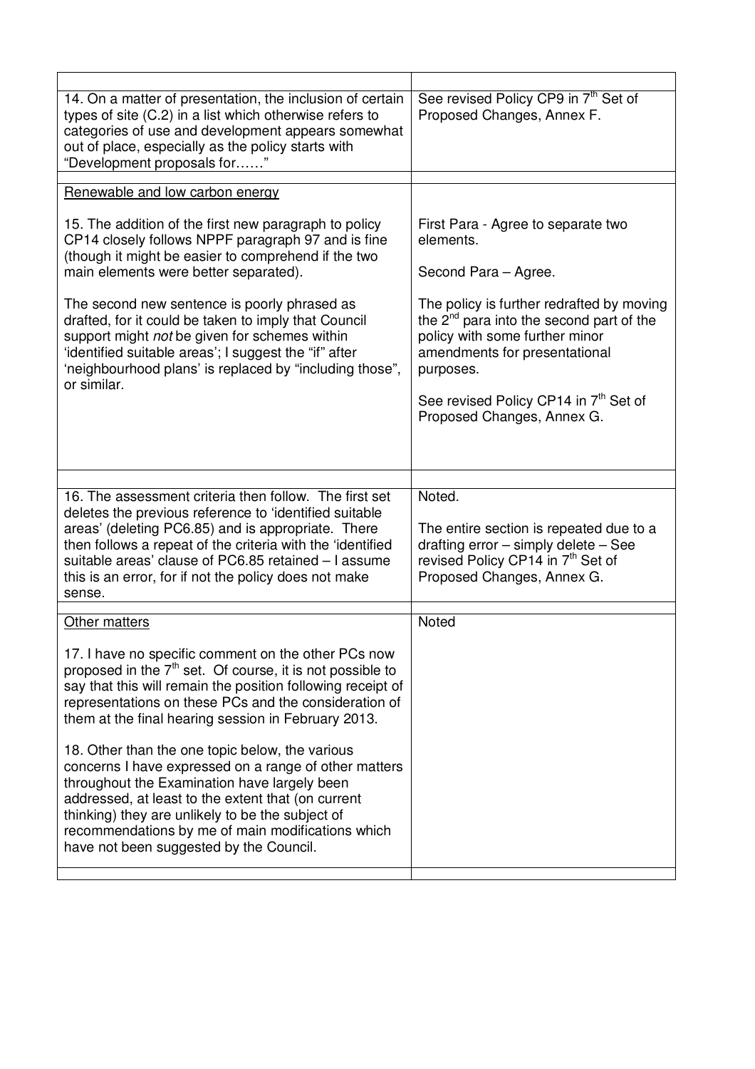| | |
|---|---|
| 14. On a matter of presentation, the inclusion of certain types of site (C.2) in a list which otherwise refers to categories of use and development appears somewhat out of place, especially as the policy starts with "Development proposals for……" | See revised Policy CP9 in 7th Set of Proposed Changes, Annex F. |
| Renewable and low carbon energy<br><br>15. The addition of the first new paragraph to policy CP14 closely follows NPPF paragraph 97 and is fine (though it might be easier to comprehend if the two main elements were better separated).<br><br>The second new sentence is poorly phrased as drafted, for it could be taken to imply that Council support might *not* be given for schemes within 'identified suitable areas'; I suggest the "if" after 'neighbourhood plans' is replaced by "including those", or similar. | First Para - Agree to separate two elements.<br><br>Second Para – Agree.<br><br>The policy is further redrafted by moving the 2nd para into the second part of the policy with some further minor amendments for presentational purposes.<br><br>See revised Policy CP14 in 7th Set of Proposed Changes, Annex G. |
| 16. The assessment criteria then follow. The first set deletes the previous reference to 'identified suitable areas' (deleting PC6.85) and is appropriate. There then follows a repeat of the criteria with the 'identified suitable areas' clause of PC6.85 retained – I assume this is an error, for if not the policy does not make sense. | Noted.<br><br>The entire section is repeated due to a drafting error – simply delete – See revised Policy CP14 in 7th Set of Proposed Changes, Annex G. |
| Other matters<br><br>17. I have no specific comment on the other PCs now proposed in the 7th set. Of course, it is not possible to say that this will remain the position following receipt of representations on these PCs and the consideration of them at the final hearing session in February 2013.<br><br>18. Other than the one topic below, the various concerns I have expressed on a range of other matters throughout the Examination have largely been addressed, at least to the extent that (on current thinking) they are unlikely to be the subject of recommendations by me of main modifications which have not been suggested by the Council. | Noted |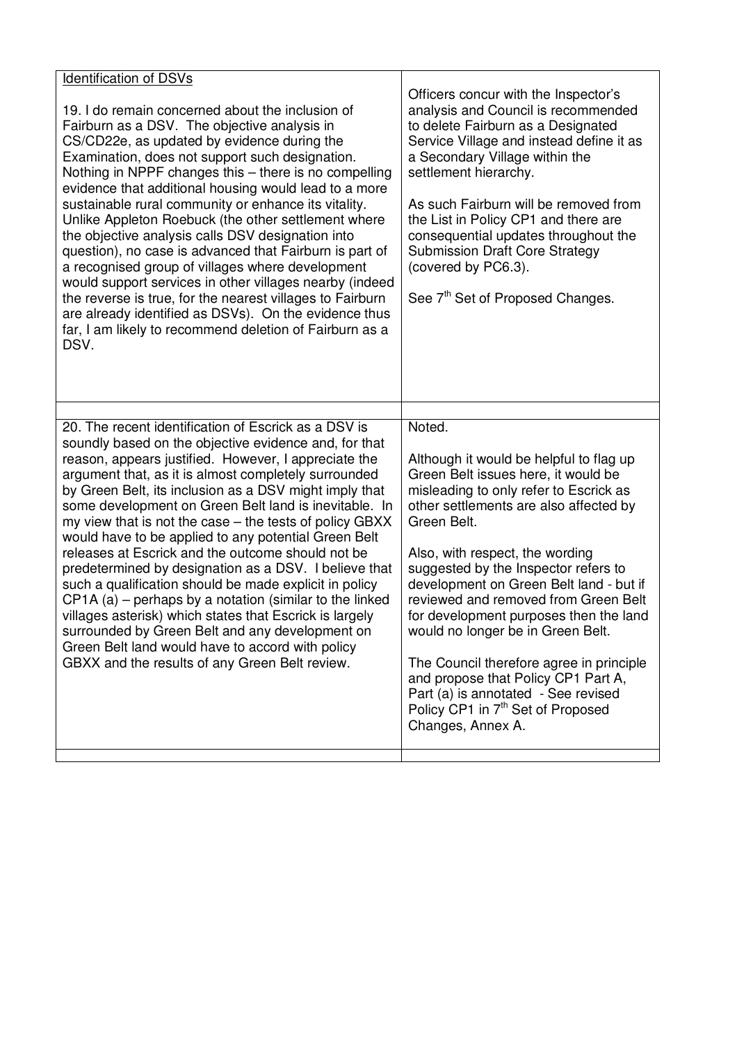| | |
|---|---|
| <u>Identification of DSVs</u><br><br>19. I do remain concerned about the inclusion of Fairburn as a DSV. The objective analysis in CS/CD22e, as updated by evidence during the Examination, does not support such designation. Nothing in NPPF changes this – there is no compelling evidence that additional housing would lead to a more sustainable rural community or enhance its vitality. Unlike Appleton Roebuck (the other settlement where the objective analysis calls DSV designation into question), no case is advanced that Fairburn is part of a recognised group of villages where development would support services in other villages nearby (indeed the reverse is true, for the nearest villages to Fairburn are already identified as DSVs). On the evidence thus far, I am likely to recommend deletion of Fairburn as a DSV. | Officers concur with the Inspector's analysis and Council is recommended to delete Fairburn as a Designated Service Village and instead define it as a Secondary Village within the settlement hierarchy.<br><br>As such Fairburn will be removed from the List in Policy CP1 and there are consequential updates throughout the Submission Draft Core Strategy (covered by PC6.3).<br><br>See 7th Set of Proposed Changes. |
| | |
| 20. The recent identification of Escrick as a DSV is soundly based on the objective evidence and, for that reason, appears justified. However, I appreciate the argument that, as it is almost completely surrounded by Green Belt, its inclusion as a DSV might imply that some development on Green Belt land is inevitable. In my view that is not the case – the tests of policy GBXX would have to be applied to any potential Green Belt releases at Escrick and the outcome should not be predetermined by designation as a DSV. I believe that such a qualification should be made explicit in policy CP1A (a) – perhaps by a notation (similar to the linked villages asterisk) which states that Escrick is largely surrounded by Green Belt and any development on Green Belt land would have to accord with policy GBXX and the results of any Green Belt review. | Noted.<br><br>Although it would be helpful to flag up Green Belt issues here, it would be misleading to only refer to Escrick as other settlements are also affected by Green Belt.<br><br>Also, with respect, the wording suggested by the Inspector refers to development on Green Belt land - but if reviewed and removed from Green Belt for development purposes then the land would no longer be in Green Belt.<br><br>The Council therefore agree in principle and propose that Policy CP1 Part A, Part (a) is annotated - See revised Policy CP1 in 7th Set of Proposed Changes, Annex A. |
| | |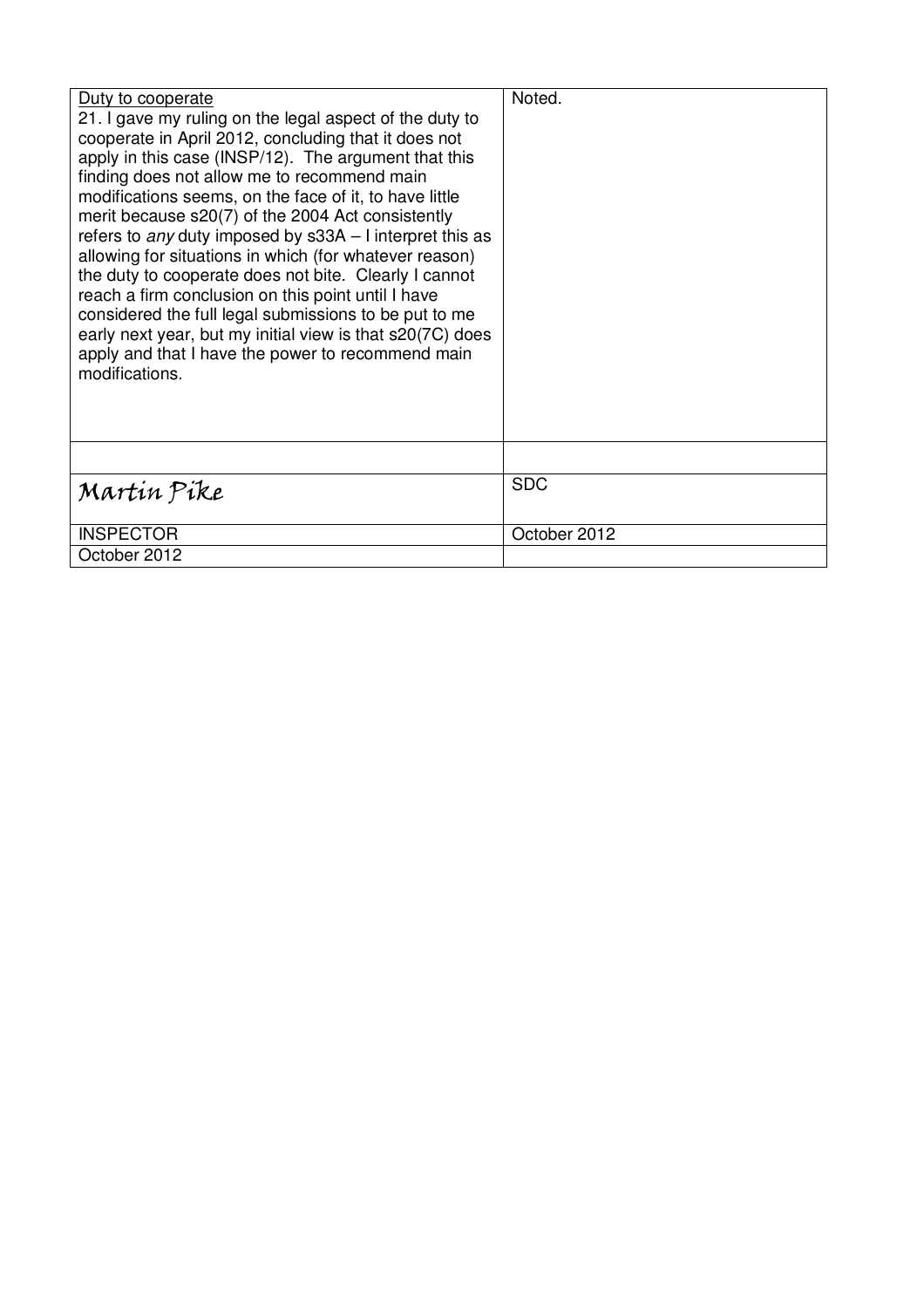| | |
|---|---|
| <u>Duty to cooperate</u><br>21. I gave my ruling on the legal aspect of the duty to cooperate in April 2012, concluding that it does not apply in this case (INSP/12). The argument that this finding does not allow me to recommend main modifications seems, on the face of it, to have little merit because s20(7) of the 2004 Act consistently refers to *any* duty imposed by s33A – I interpret this as allowing for situations in which (for whatever reason) the duty to cooperate does not bite. Clearly I cannot reach a firm conclusion on this point until I have considered the full legal submissions to be put to me early next year, but my initial view is that s20(7C) does apply and that I have the power to recommend main modifications. | Noted. |
| | |
| *Martin Pike* | SDC |
| INSPECTOR | October 2012 |
| October 2012 | |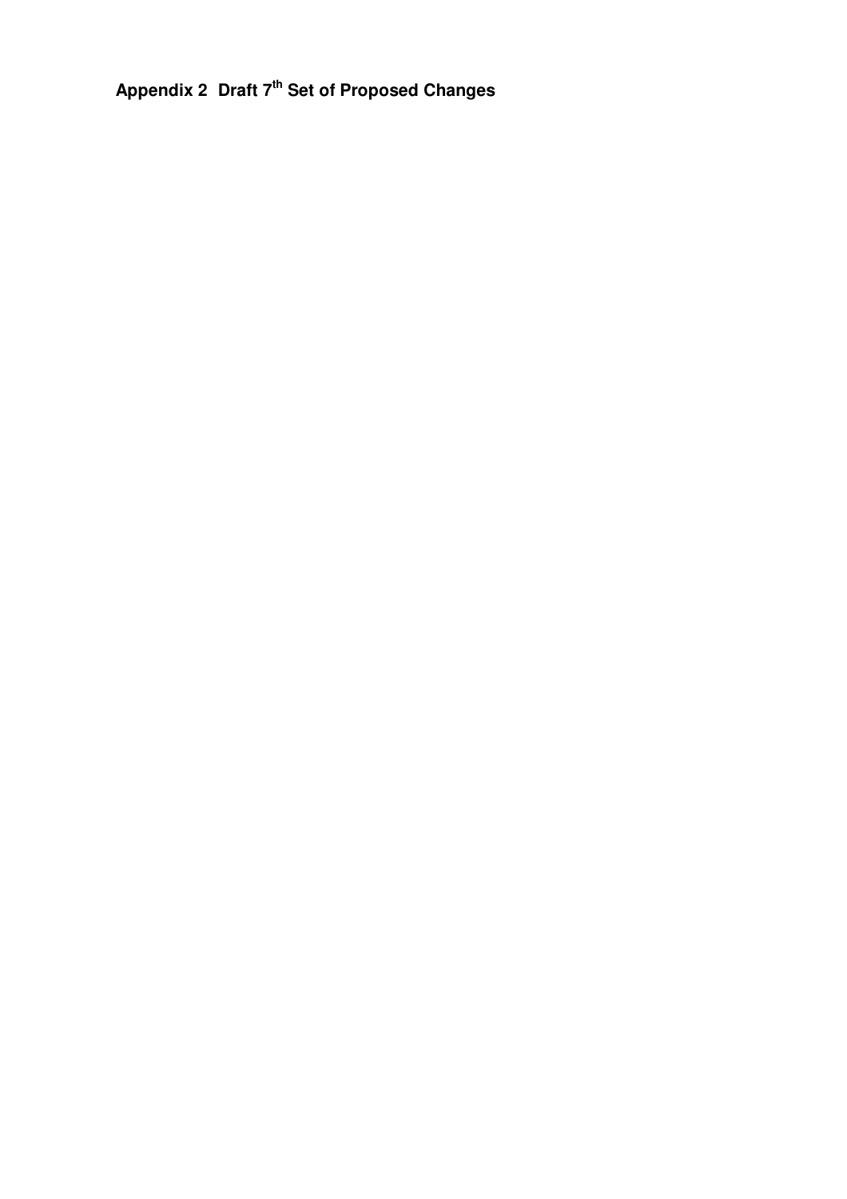# Appendix 2 Draft 7th Set of Proposed Changes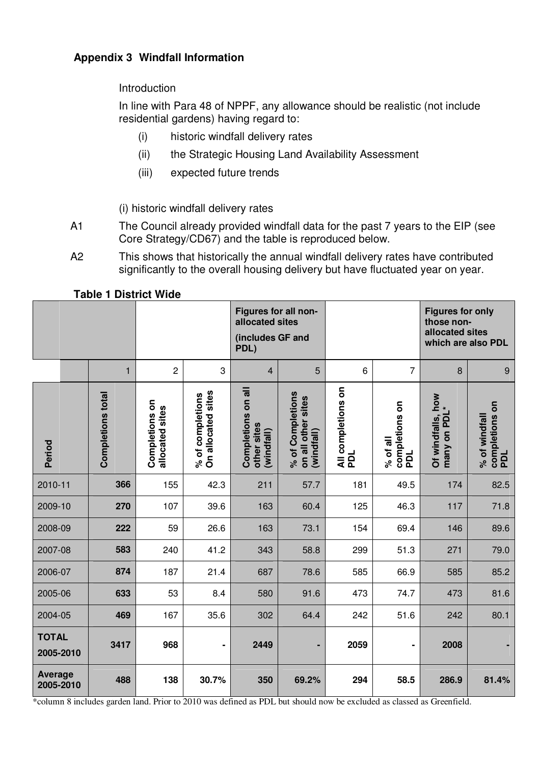## Appendix 3 Windfall Information

Introduction

In line with Para 48 of NPPF, any allowance should be realistic (not include residential gardens) having regard to:

(i) historic windfall delivery rates

(ii) the Strategic Housing Land Availability Assessment

(iii) expected future trends

(i) historic windfall delivery rates

A1 The Council already provided windfall data for the past 7 years to the EIP (see Core Strategy/CD67) and the table is reproduced below.

A2 This shows that historically the annual windfall delivery rates have contributed significantly to the overall housing delivery but have fluctuated year on year.

**Table 1 District Wide**

| | | | Figures for all non-allocated sites (includes GF and PDL) | | | | Figures for only those non-allocated sites which are also PDL | |
|---|---|---|---|---|---|---|---|---|
| | 1 | 2 | 3 | 4 | 5 | 6 | 7 | 8 | 9 |
| **Period** | **Completions total** | **Completions on allocated sites** | **% of completions On allocated sites** | **Completions on all other sites (windfall)** | **% of Completions on all other sites (windfall)** | **All completions on PDL** | **% of all completions on PDL** | **Of windfalls, how many on PDL*** | **% of windfall completions on PDL** |
| 2010-11 | **366** | 155 | 42.3 | 211 | 57.7 | 181 | 49.5 | 174 | 82.5 |
| 2009-10 | **270** | 107 | 39.6 | 163 | 60.4 | 125 | 46.3 | 117 | 71.8 |
| 2008-09 | **222** | 59 | 26.6 | 163 | 73.1 | 154 | 69.4 | 146 | 89.6 |
| 2007-08 | **583** | 240 | 41.2 | 343 | 58.8 | 299 | 51.3 | 271 | 79.0 |
| 2006-07 | **874** | 187 | 21.4 | 687 | 78.6 | 585 | 66.9 | 585 | 85.2 |
| 2005-06 | **633** | 53 | 8.4 | 580 | 91.6 | 473 | 74.7 | 473 | 81.6 |
| 2004-05 | **469** | 167 | 35.6 | 302 | 64.4 | 242 | 51.6 | 242 | 80.1 |
| **TOTAL 2005-2010** | **3417** | **968** | **-** | **2449** | **-** | **2059** | **-** | **2008** | **-** |
| **Average 2005-2010** | **488** | **138** | **30.7%** | **350** | **69.2%** | **294** | **58.5** | **286.9** | **81.4%** |

*column 8 includes garden land. Prior to 2010 was defined as PDL but should now be excluded as classed as Greenfield.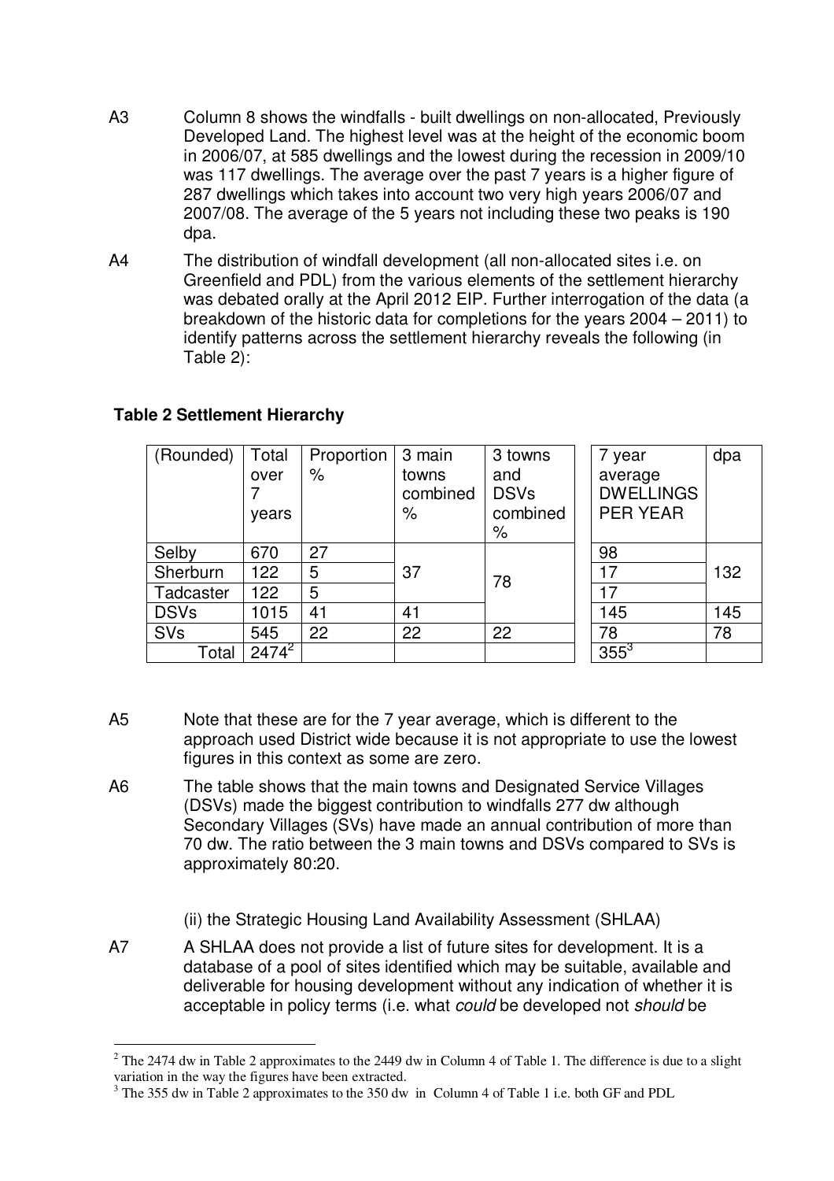A3 Column 8 shows the windfalls - built dwellings on non-allocated, Previously Developed Land. The highest level was at the height of the economic boom in 2006/07, at 585 dwellings and the lowest during the recession in 2009/10 was 117 dwellings. The average over the past 7 years is a higher figure of 287 dwellings which takes into account two very high years 2006/07 and 2007/08. The average of the 5 years not including these two peaks is 190 dpa.

A4 The distribution of windfall development (all non-allocated sites i.e. on Greenfield and PDL) from the various elements of the settlement hierarchy was debated orally at the April 2012 EIP. Further interrogation of the data (a breakdown of the historic data for completions for the years 2004 – 2011) to identify patterns across the settlement hierarchy reveals the following (in Table 2):

**Table 2 Settlement Hierarchy**

| (Rounded) | Total over 7 years | Proportion % | 3 main towns combined % | 3 towns and DSVs combined % | 7 year average DWELLINGS PER YEAR | dpa |
|---|---|---|---|---|---|---|
| Selby | 670 | 27 | 37 | 78 | 98 | 132 |
| Sherburn | 122 | 5 | | | 17 | |
| Tadcaster | 122 | 5 | | | 17 | |
| DSVs | 1015 | 41 | 41 | | 145 | 145 |
| SVs | 545 | 22 | 22 | 22 | 78 | 78 |
| Total | 2474[2] | | | | 355[3] | |

A5 Note that these are for the 7 year average, which is different to the approach used District wide because it is not appropriate to use the lowest figures in this context as some are zero.

A6 The table shows that the main towns and Designated Service Villages (DSVs) made the biggest contribution to windfalls 277 dw although Secondary Villages (SVs) have made an annual contribution of more than 70 dw. The ratio between the 3 main towns and DSVs compared to SVs is approximately 80:20.

(ii) the Strategic Housing Land Availability Assessment (SHLAA)

A7 A SHLAA does not provide a list of future sites for development. It is a database of a pool of sites identified which may be suitable, available and deliverable for housing development without any indication of whether it is acceptable in policy terms (i.e. what *could* be developed not *should* be

[2] The 2474 dw in Table 2 approximates to the 2449 dw in Column 4 of Table 1. The difference is due to a slight variation in the way the figures have been extracted.

[3] The 355 dw in Table 2 approximates to the 350 dw in Column 4 of Table 1 i.e. both GF and PDL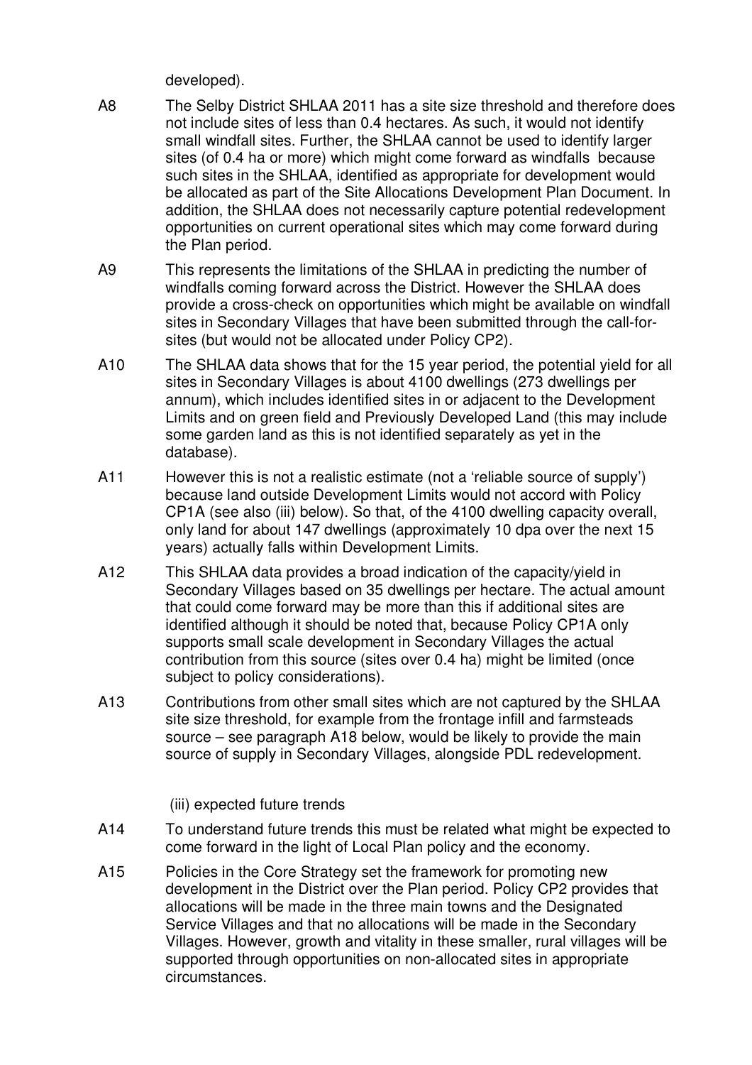developed).

A8 The Selby District SHLAA 2011 has a site size threshold and therefore does not include sites of less than 0.4 hectares. As such, it would not identify small windfall sites. Further, the SHLAA cannot be used to identify larger sites (of 0.4 ha or more) which might come forward as windfalls because such sites in the SHLAA, identified as appropriate for development would be allocated as part of the Site Allocations Development Plan Document. In addition, the SHLAA does not necessarily capture potential redevelopment opportunities on current operational sites which may come forward during the Plan period.

A9 This represents the limitations of the SHLAA in predicting the number of windfalls coming forward across the District. However the SHLAA does provide a cross-check on opportunities which might be available on windfall sites in Secondary Villages that have been submitted through the call-for-sites (but would not be allocated under Policy CP2).

A10 The SHLAA data shows that for the 15 year period, the potential yield for all sites in Secondary Villages is about 4100 dwellings (273 dwellings per annum), which includes identified sites in or adjacent to the Development Limits and on green field and Previously Developed Land (this may include some garden land as this is not identified separately as yet in the database).

A11 However this is not a realistic estimate (not a 'reliable source of supply') because land outside Development Limits would not accord with Policy CP1A (see also (iii) below). So that, of the 4100 dwelling capacity overall, only land for about 147 dwellings (approximately 10 dpa over the next 15 years) actually falls within Development Limits.

A12 This SHLAA data provides a broad indication of the capacity/yield in Secondary Villages based on 35 dwellings per hectare. The actual amount that could come forward may be more than this if additional sites are identified although it should be noted that, because Policy CP1A only supports small scale development in Secondary Villages the actual contribution from this source (sites over 0.4 ha) might be limited (once subject to policy considerations).

A13 Contributions from other small sites which are not captured by the SHLAA site size threshold, for example from the frontage infill and farmsteads source – see paragraph A18 below, would be likely to provide the main source of supply in Secondary Villages, alongside PDL redevelopment.

(iii) expected future trends

A14 To understand future trends this must be related what might be expected to come forward in the light of Local Plan policy and the economy.

A15 Policies in the Core Strategy set the framework for promoting new development in the District over the Plan period. Policy CP2 provides that allocations will be made in the three main towns and the Designated Service Villages and that no allocations will be made in the Secondary Villages. However, growth and vitality in these smaller, rural villages will be supported through opportunities on non-allocated sites in appropriate circumstances.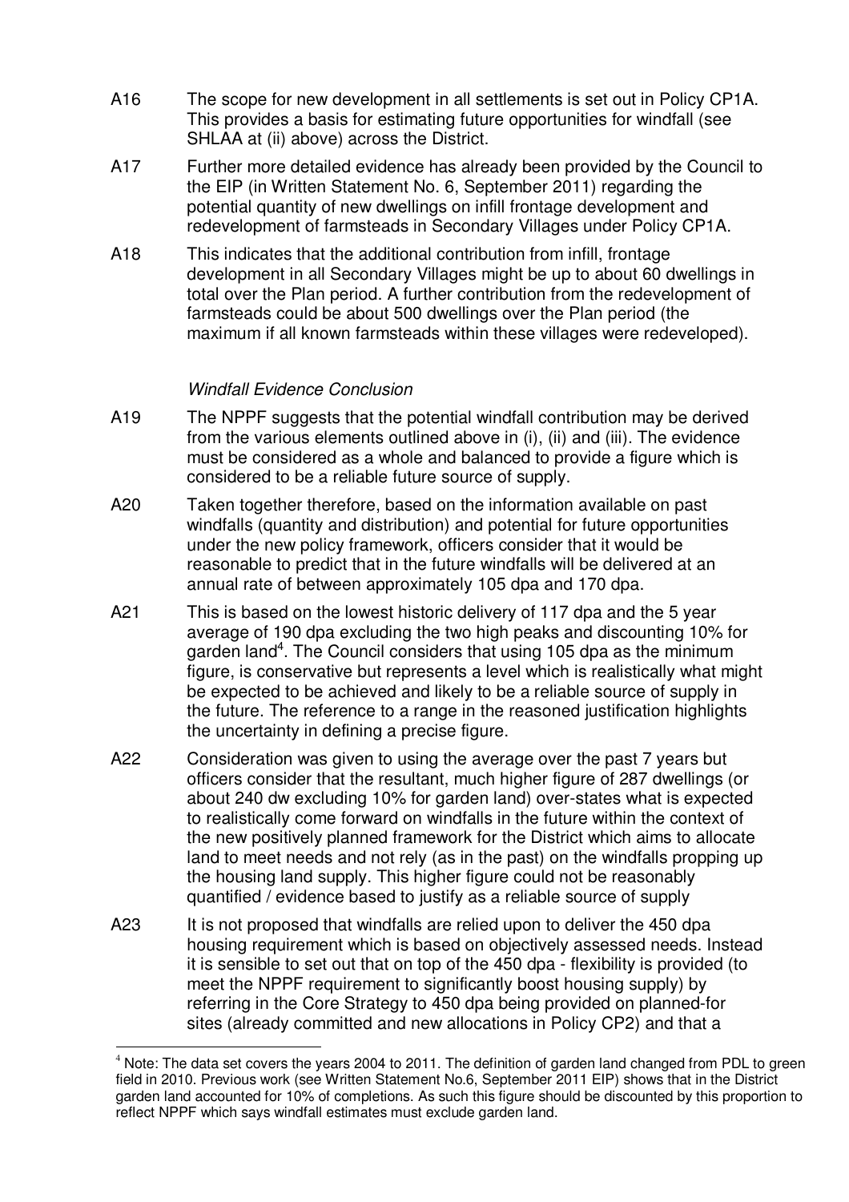A16 The scope for new development in all settlements is set out in Policy CP1A. This provides a basis for estimating future opportunities for windfall (see SHLAA at (ii) above) across the District.

A17 Further more detailed evidence has already been provided by the Council to the EIP (in Written Statement No. 6, September 2011) regarding the potential quantity of new dwellings on infill frontage development and redevelopment of farmsteads in Secondary Villages under Policy CP1A.

A18 This indicates that the additional contribution from infill, frontage development in all Secondary Villages might be up to about 60 dwellings in total over the Plan period. A further contribution from the redevelopment of farmsteads could be about 500 dwellings over the Plan period (the maximum if all known farmsteads within these villages were redeveloped).

*Windfall Evidence Conclusion*

A19 The NPPF suggests that the potential windfall contribution may be derived from the various elements outlined above in (i), (ii) and (iii). The evidence must be considered as a whole and balanced to provide a figure which is considered to be a reliable future source of supply.

A20 Taken together therefore, based on the information available on past windfalls (quantity and distribution) and potential for future opportunities under the new policy framework, officers consider that it would be reasonable to predict that in the future windfalls will be delivered at an annual rate of between approximately 105 dpa and 170 dpa.

A21 This is based on the lowest historic delivery of 117 dpa and the 5 year average of 190 dpa excluding the two high peaks and discounting 10% for garden land[4]. The Council considers that using 105 dpa as the minimum figure, is conservative but represents a level which is realistically what might be expected to be achieved and likely to be a reliable source of supply in the future. The reference to a range in the reasoned justification highlights the uncertainty in defining a precise figure.

A22 Consideration was given to using the average over the past 7 years but officers consider that the resultant, much higher figure of 287 dwellings (or about 240 dw excluding 10% for garden land) over-states what is expected to realistically come forward on windfalls in the future within the context of the new positively planned framework for the District which aims to allocate land to meet needs and not rely (as in the past) on the windfalls propping up the housing land supply. This higher figure could not be reasonably quantified / evidence based to justify as a reliable source of supply

A23 It is not proposed that windfalls are relied upon to deliver the 450 dpa housing requirement which is based on objectively assessed needs. Instead it is sensible to set out that on top of the 450 dpa - flexibility is provided (to meet the NPPF requirement to significantly boost housing supply) by referring in the Core Strategy to 450 dpa being provided on planned-for sites (already committed and new allocations in Policy CP2) and that a

---

[4] Note: The data set covers the years 2004 to 2011. The definition of garden land changed from PDL to green field in 2010. Previous work (see Written Statement No.6, September 2011 EIP) shows that in the District garden land accounted for 10% of completions. As such this figure should be discounted by this proportion to reflect NPPF which says windfall estimates must exclude garden land.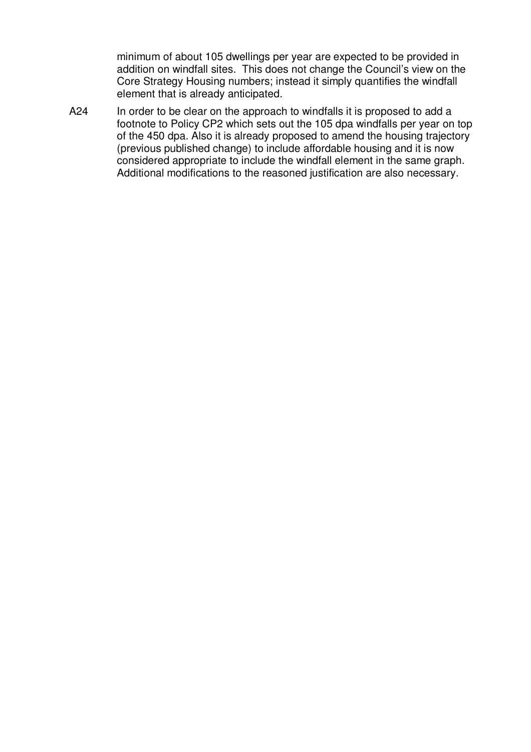minimum of about 105 dwellings per year are expected to be provided in addition on windfall sites. This does not change the Council's view on the Core Strategy Housing numbers; instead it simply quantifies the windfall element that is already anticipated.

A24 In order to be clear on the approach to windfalls it is proposed to add a footnote to Policy CP2 which sets out the 105 dpa windfalls per year on top of the 450 dpa. Also it is already proposed to amend the housing trajectory (previous published change) to include affordable housing and it is now considered appropriate to include the windfall element in the same graph. Additional modifications to the reasoned justification are also necessary.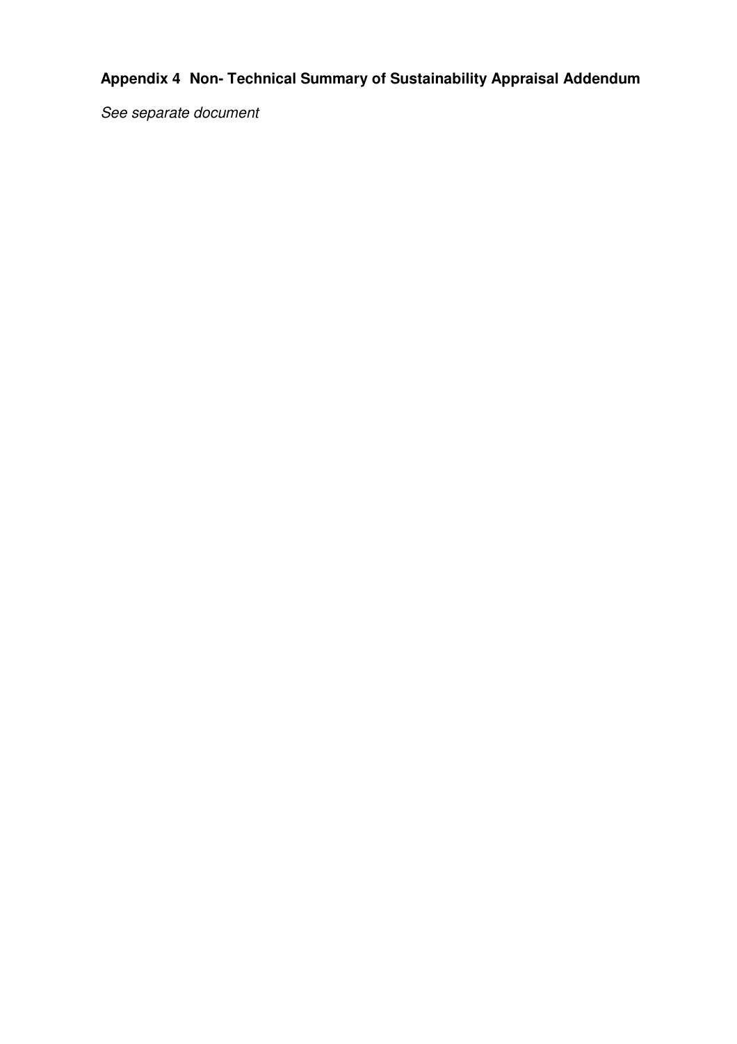## Appendix 4 Non- Technical Summary of Sustainability Appraisal Addendum

*See separate document*